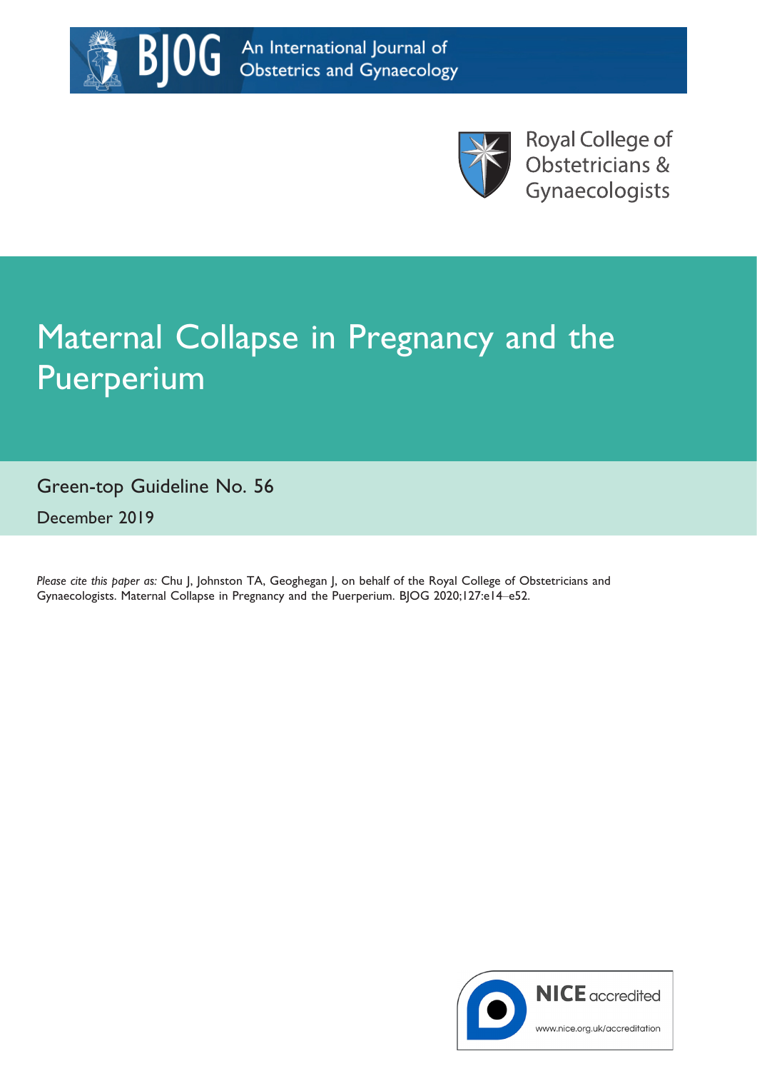BJOG An International Journal of Obstetrics and Gynaecology

Royal College of Obstetricians & Gynaecologists

# Maternal Collapse in Pregnancy and the Puerperium

Green-top Guideline No. 56

December 2019

*Please cite this paper as:* Chu J, Johnston TA, Geoghegan J, on behalf of the Royal College of Obstetricians and Gynaecologists. Maternal Collapse in Pregnancy and the Puerperium. BJOG 2020;127:e14–e52.

NICE accredited

www.nice.org.uk/accreditation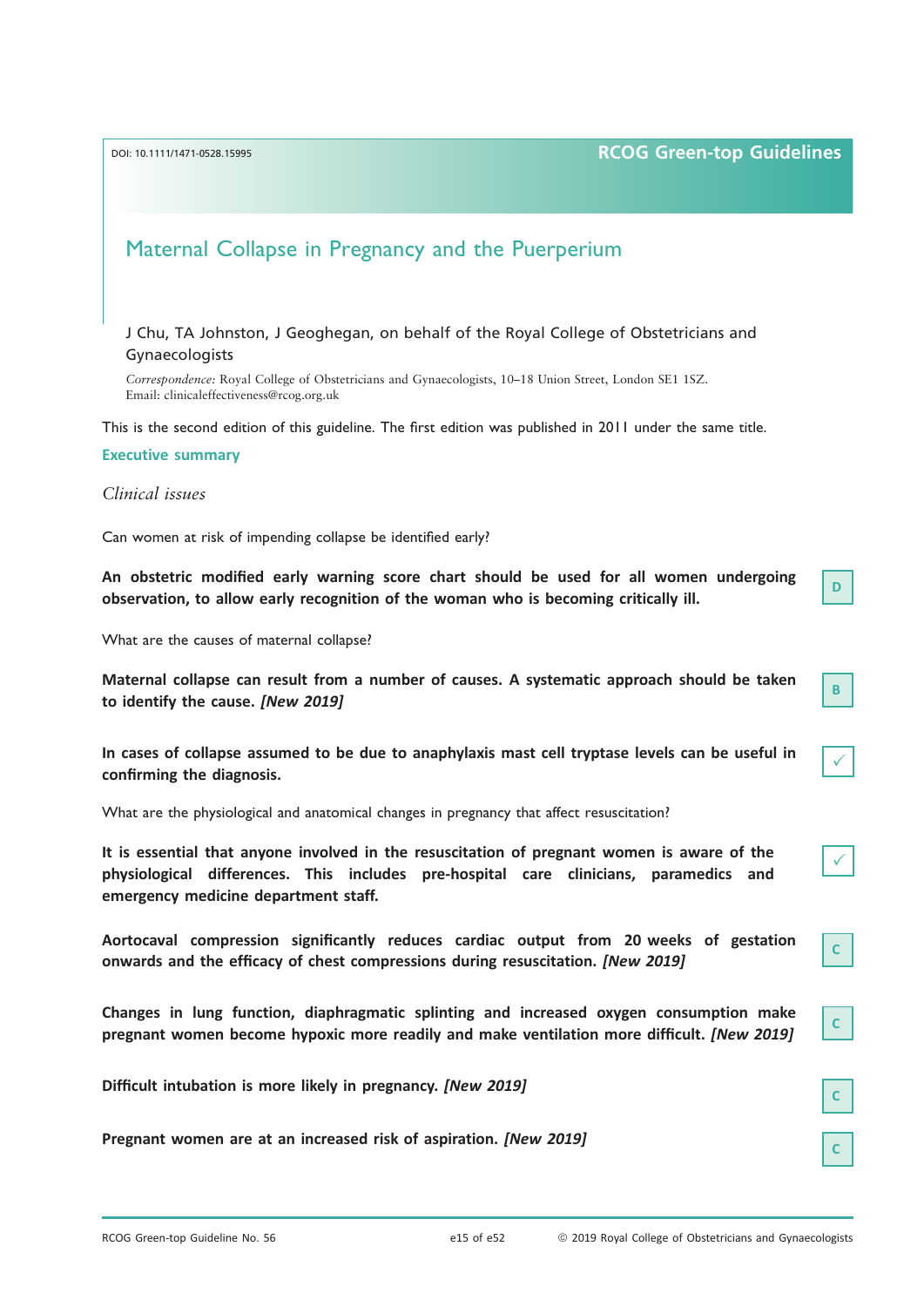DOI: 10.1111/1471-0528.15995

# Maternal Collapse in Pregnancy and the Puerperium

J Chu, TA Johnston, J Geoghegan, on behalf of the Royal College of Obstetricians and Gynaecologists

*Correspondence:* Royal College of Obstetricians and Gynaecologists, 10–18 Union Street, London SE1 1SZ. Email: clinicaleffectiveness@rcog.org.uk

This is the second edition of this guideline. The first edition was published in 2011 under the same title.

## Executive summary

### *Clinical issues*

Can women at risk of impending collapse be identified early?

**An obstetric modified early warning score chart should be used for all women undergoing observation, to allow early recognition of the woman who is becoming critically ill.** — D

What are the causes of maternal collapse?

**Maternal collapse can result from a number of causes. A systematic approach should be taken to identify the cause. *[New 2019]*** — B

**In cases of collapse assumed to be due to anaphylaxis mast cell tryptase levels can be useful in confirming the diagnosis.** — ✓

What are the physiological and anatomical changes in pregnancy that affect resuscitation?

**It is essential that anyone involved in the resuscitation of pregnant women is aware of the physiological differences. This includes pre-hospital care clinicians, paramedics and emergency medicine department staff.** — ✓

**Aortocaval compression significantly reduces cardiac output from 20 weeks of gestation onwards and the efficacy of chest compressions during resuscitation. *[New 2019]*** — C

**Changes in lung function, diaphragmatic splinting and increased oxygen consumption make pregnant women become hypoxic more readily and make ventilation more difficult. *[New 2019]*** — C

**Difficult intubation is more likely in pregnancy. *[New 2019]*** — C

**Pregnant women are at an increased risk of aspiration. *[New 2019]*** — C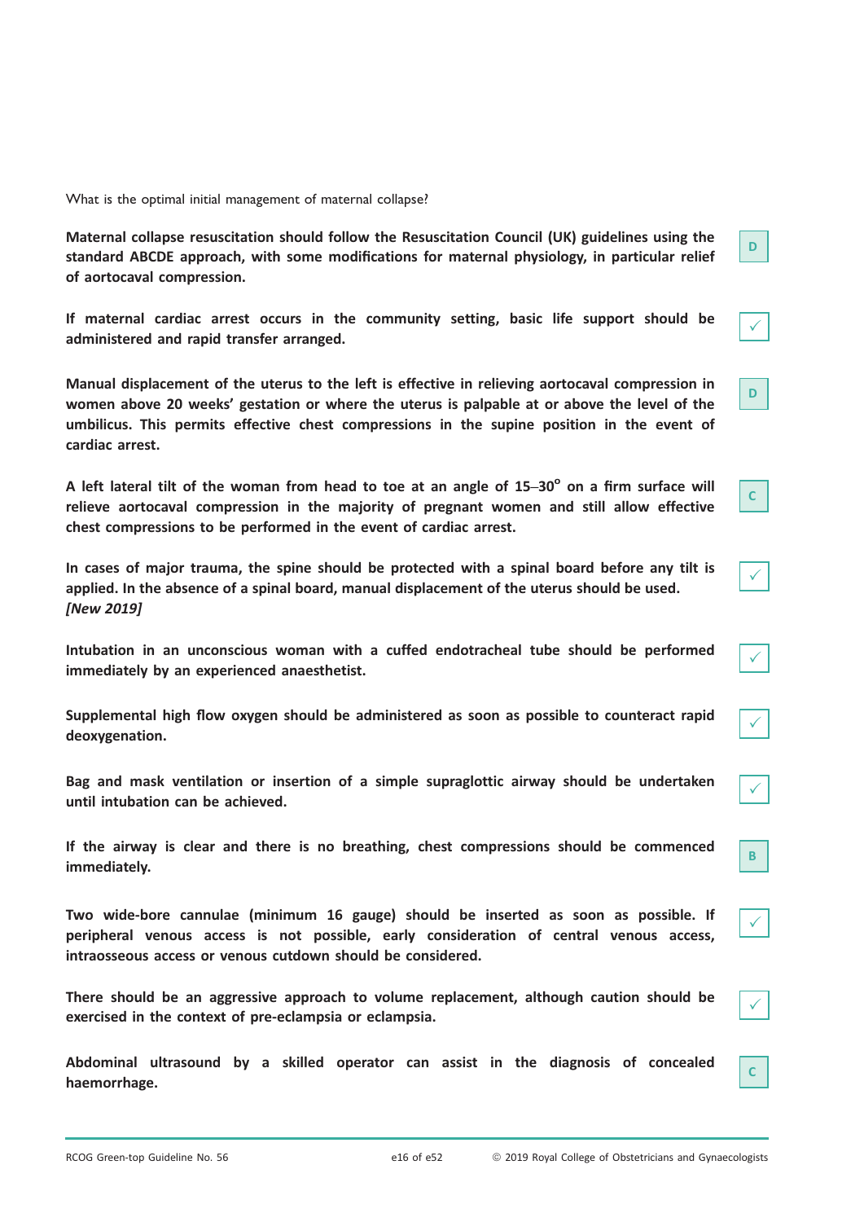What is the optimal initial management of maternal collapse?

**Maternal collapse resuscitation should follow the Resuscitation Council (UK) guidelines using the standard ABCDE approach, with some modifications for maternal physiology, in particular relief of aortocaval compression.** D

**If maternal cardiac arrest occurs in the community setting, basic life support should be administered and rapid transfer arranged.** ✓

**Manual displacement of the uterus to the left is effective in relieving aortocaval compression in women above 20 weeks' gestation or where the uterus is palpable at or above the level of the umbilicus. This permits effective chest compressions in the supine position in the event of cardiac arrest.** D

**A left lateral tilt of the woman from head to toe at an angle of 15–30$^{o}$ on a firm surface will relieve aortocaval compression in the majority of pregnant women and still allow effective chest compressions to be performed in the event of cardiac arrest.** C

**In cases of major trauma, the spine should be protected with a spinal board before any tilt is applied. In the absence of a spinal board, manual displacement of the uterus should be used.** ***[New 2019]*** ✓

**Intubation in an unconscious woman with a cuffed endotracheal tube should be performed immediately by an experienced anaesthetist.** ✓

**Supplemental high flow oxygen should be administered as soon as possible to counteract rapid deoxygenation.** ✓

**Bag and mask ventilation or insertion of a simple supraglottic airway should be undertaken until intubation can be achieved.** ✓

**If the airway is clear and there is no breathing, chest compressions should be commenced immediately.** B

**Two wide-bore cannulae (minimum 16 gauge) should be inserted as soon as possible. If peripheral venous access is not possible, early consideration of central venous access, intraosseous access or venous cutdown should be considered.** ✓

**There should be an aggressive approach to volume replacement, although caution should be exercised in the context of pre-eclampsia or eclampsia.** ✓

**Abdominal ultrasound by a skilled operator can assist in the diagnosis of concealed haemorrhage.** C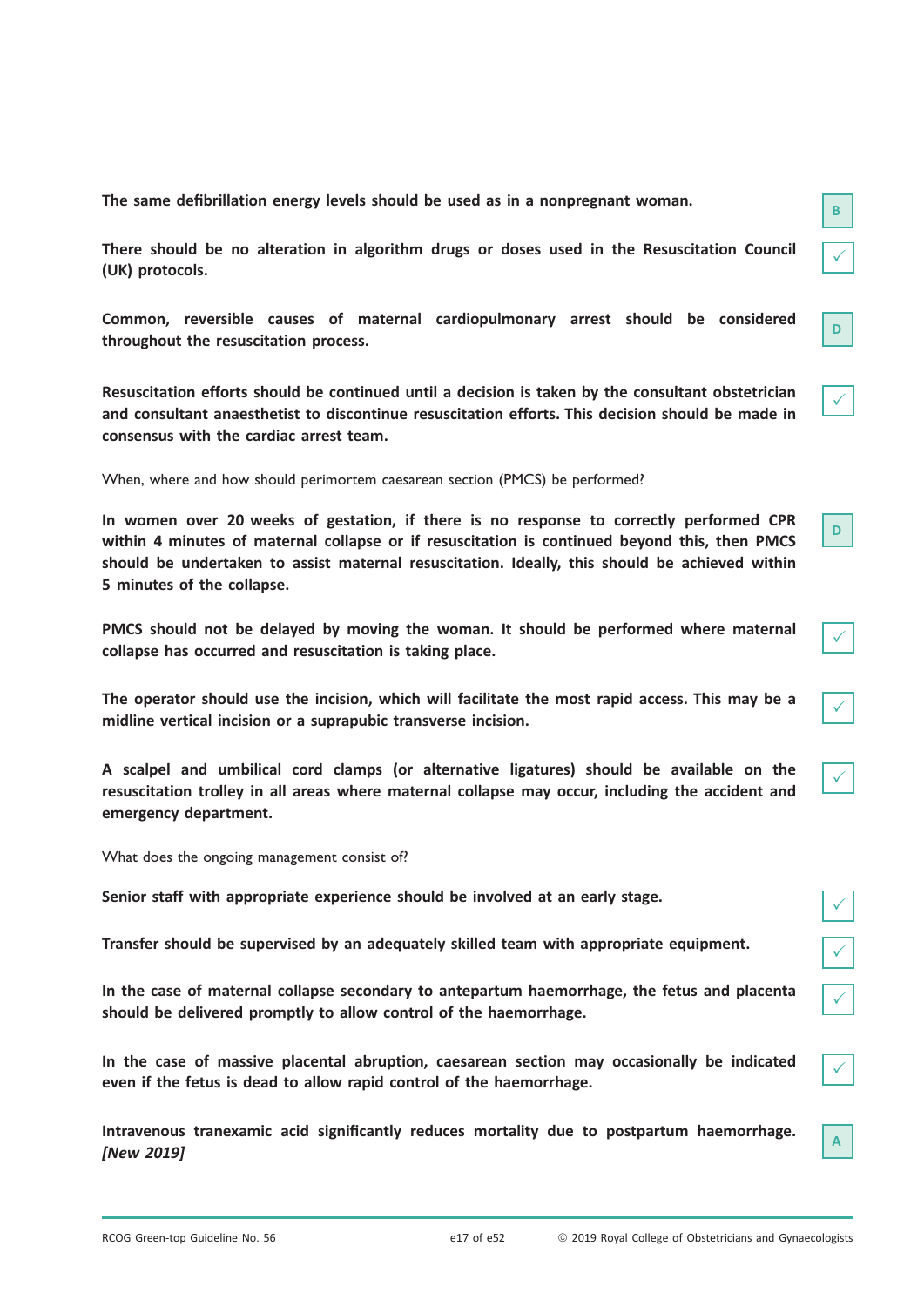**The same defibrillation energy levels should be used as in a nonpregnant woman.** B

**There should be no alteration in algorithm drugs or doses used in the Resuscitation Council (UK) protocols.** ✓

**Common, reversible causes of maternal cardiopulmonary arrest should be considered throughout the resuscitation process.** D

**Resuscitation efforts should be continued until a decision is taken by the consultant obstetrician and consultant anaesthetist to discontinue resuscitation efforts. This decision should be made in consensus with the cardiac arrest team.** ✓

When, where and how should perimortem caesarean section (PMCS) be performed?

**In women over 20 weeks of gestation, if there is no response to correctly performed CPR within 4 minutes of maternal collapse or if resuscitation is continued beyond this, then PMCS should be undertaken to assist maternal resuscitation. Ideally, this should be achieved within 5 minutes of the collapse.** D

**PMCS should not be delayed by moving the woman. It should be performed where maternal collapse has occurred and resuscitation is taking place.** ✓

**The operator should use the incision, which will facilitate the most rapid access. This may be a midline vertical incision or a suprapubic transverse incision.** ✓

**A scalpel and umbilical cord clamps (or alternative ligatures) should be available on the resuscitation trolley in all areas where maternal collapse may occur, including the accident and emergency department.** ✓

What does the ongoing management consist of?

**Senior staff with appropriate experience should be involved at an early stage.** ✓

**Transfer should be supervised by an adequately skilled team with appropriate equipment.** ✓

**In the case of maternal collapse secondary to antepartum haemorrhage, the fetus and placenta should be delivered promptly to allow control of the haemorrhage.** ✓

**In the case of massive placental abruption, caesarean section may occasionally be indicated even if the fetus is dead to allow rapid control of the haemorrhage.** ✓

**Intravenous tranexamic acid significantly reduces mortality due to postpartum haemorrhage. *[New 2019]*** A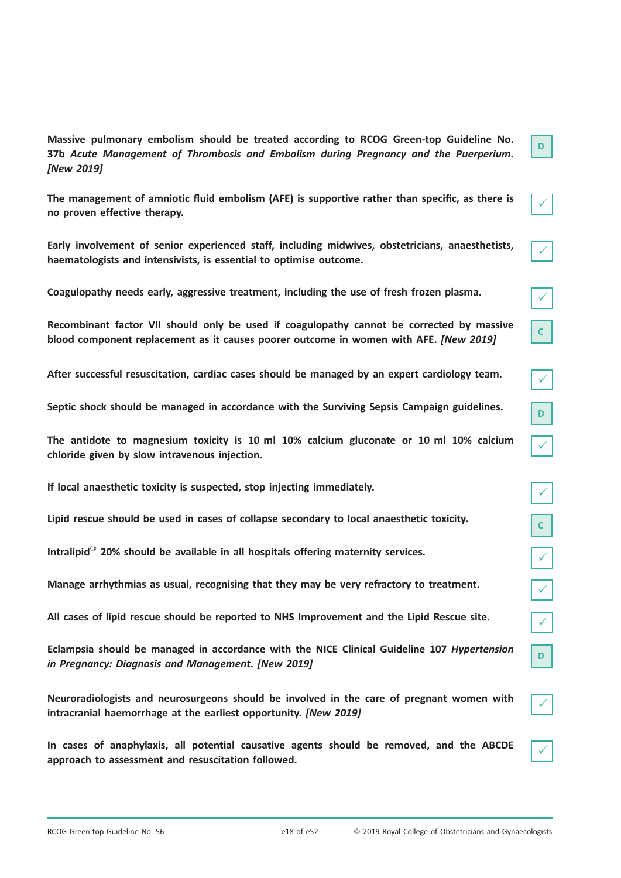**Massive pulmonary embolism should be treated according to RCOG Green-top Guideline No. 37b *Acute Management of Thrombosis and Embolism during Pregnancy and the Puerperium*. *[New 2019]***

D

**The management of amniotic fluid embolism (AFE) is supportive rather than specific, as there is no proven effective therapy.**

✓

**Early involvement of senior experienced staff, including midwives, obstetricians, anaesthetists, haematologists and intensivists, is essential to optimise outcome.**

✓

**Coagulopathy needs early, aggressive treatment, including the use of fresh frozen plasma.**

✓

**Recombinant factor VII should only be used if coagulopathy cannot be corrected by massive blood component replacement as it causes poorer outcome in women with AFE. *[New 2019]***

C

**After successful resuscitation, cardiac cases should be managed by an expert cardiology team.**

✓

**Septic shock should be managed in accordance with the Surviving Sepsis Campaign guidelines.**

D

**The antidote to magnesium toxicity is 10 ml 10% calcium gluconate or 10 ml 10% calcium chloride given by slow intravenous injection.**

✓

**If local anaesthetic toxicity is suspected, stop injecting immediately.**

✓

**Lipid rescue should be used in cases of collapse secondary to local anaesthetic toxicity.**

C

**Intralipid® 20% should be available in all hospitals offering maternity services.**

✓

**Manage arrhythmias as usual, recognising that they may be very refractory to treatment.**

✓

**All cases of lipid rescue should be reported to NHS Improvement and the Lipid Rescue site.**

✓

**Eclampsia should be managed in accordance with the NICE Clinical Guideline 107 *Hypertension in Pregnancy: Diagnosis and Management*. *[New 2019]***

D

**Neuroradiologists and neurosurgeons should be involved in the care of pregnant women with intracranial haemorrhage at the earliest opportunity. *[New 2019]***

✓

**In cases of anaphylaxis, all potential causative agents should be removed, and the ABCDE approach to assessment and resuscitation followed.**

✓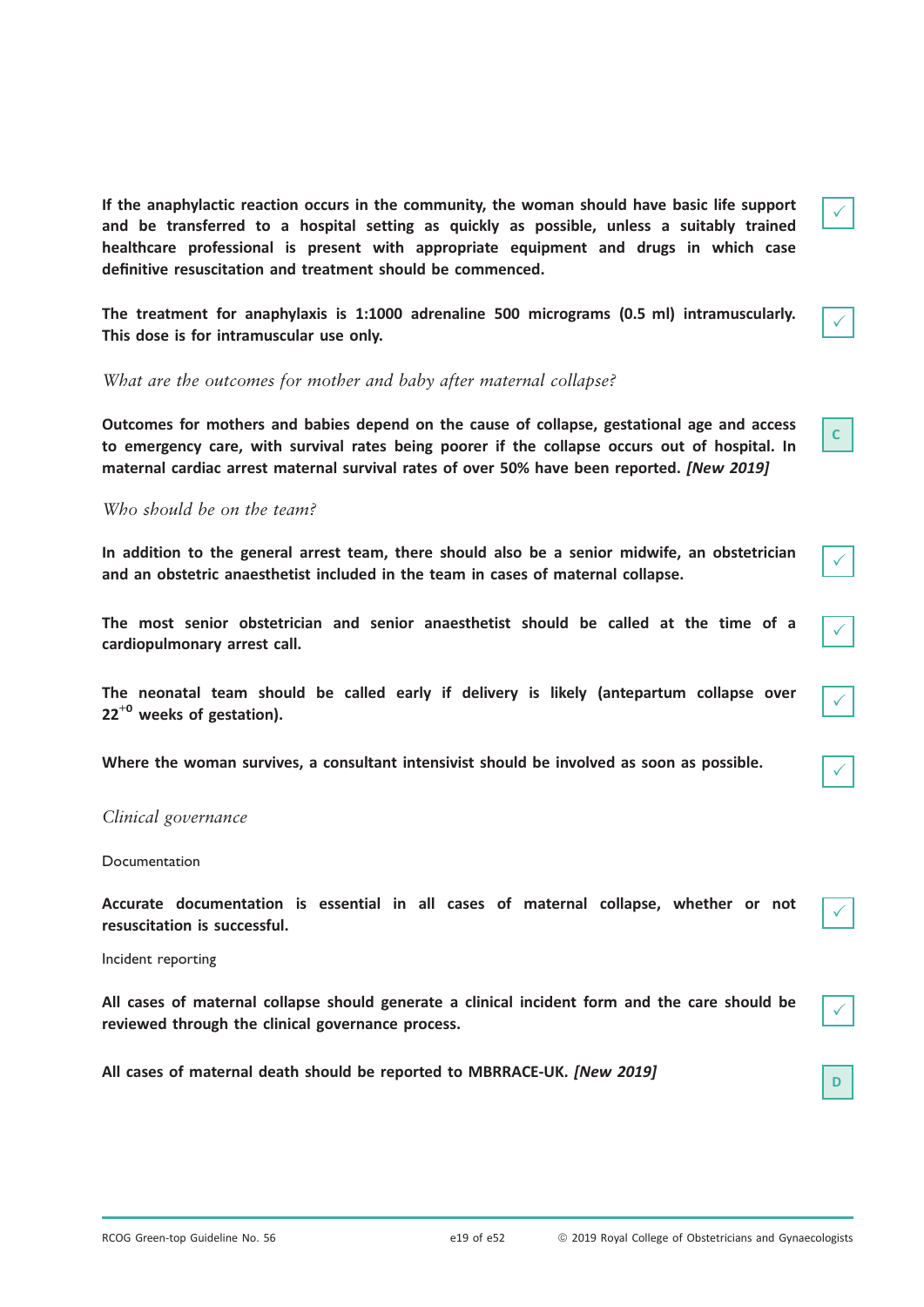**If the anaphylactic reaction occurs in the community, the woman should have basic life support and be transferred to a hospital setting as quickly as possible, unless a suitably trained healthcare professional is present with appropriate equipment and drugs in which case definitive resuscitation and treatment should be commenced.**

✓

**The treatment for anaphylaxis is 1:1000 adrenaline 500 micrograms (0.5 ml) intramuscularly. This dose is for intramuscular use only.**

✓

*What are the outcomes for mother and baby after maternal collapse?*

**Outcomes for mothers and babies depend on the cause of collapse, gestational age and access to emergency care, with survival rates being poorer if the collapse occurs out of hospital. In maternal cardiac arrest maternal survival rates of over 50% have been reported.** ***[New 2019]***

C

*Who should be on the team?*

**In addition to the general arrest team, there should also be a senior midwife, an obstetrician and an obstetric anaesthetist included in the team in cases of maternal collapse.**

✓

**The most senior obstetrician and senior anaesthetist should be called at the time of a cardiopulmonary arrest call.**

✓

**The neonatal team should be called early if delivery is likely (antepartum collapse over $22^{+0}$ weeks of gestation).**

✓

**Where the woman survives, a consultant intensivist should be involved as soon as possible.**

✓

## *Clinical governance*

### Documentation

**Accurate documentation is essential in all cases of maternal collapse, whether or not resuscitation is successful.**

✓

### Incident reporting

**All cases of maternal collapse should generate a clinical incident form and the care should be reviewed through the clinical governance process.**

✓

**All cases of maternal death should be reported to MBRRACE-UK.** ***[New 2019]***

D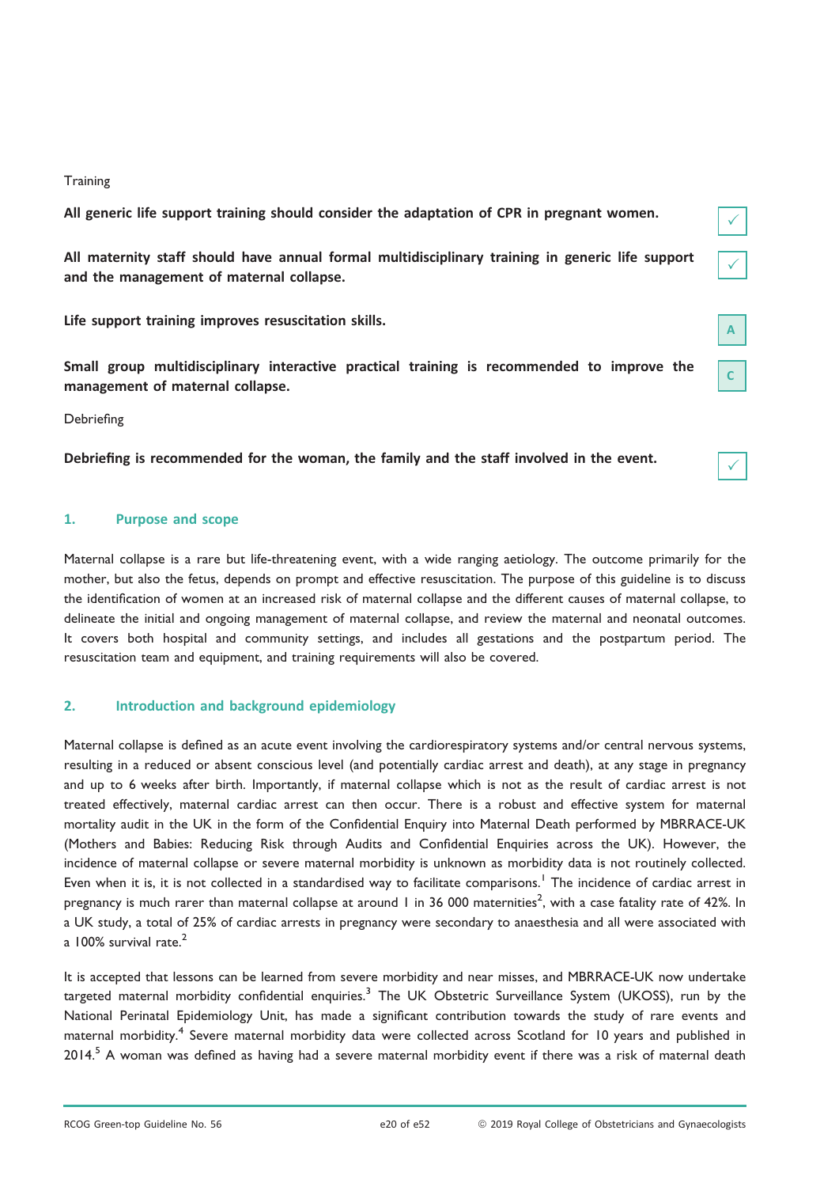Training

**All generic life support training should consider the adaptation of CPR in pregnant women.** ✓

**All maternity staff should have annual formal multidisciplinary training in generic life support and the management of maternal collapse.** ✓

**Life support training improves resuscitation skills.** A

**Small group multidisciplinary interactive practical training is recommended to improve the management of maternal collapse.** C

Debriefing

**Debriefing is recommended for the woman, the family and the staff involved in the event.** ✓

## 1. Purpose and scope

Maternal collapse is a rare but life-threatening event, with a wide ranging aetiology. The outcome primarily for the mother, but also the fetus, depends on prompt and effective resuscitation. The purpose of this guideline is to discuss the identification of women at an increased risk of maternal collapse and the different causes of maternal collapse, to delineate the initial and ongoing management of maternal collapse, and review the maternal and neonatal outcomes. It covers both hospital and community settings, and includes all gestations and the postpartum period. The resuscitation team and equipment, and training requirements will also be covered.

## 2. Introduction and background epidemiology

Maternal collapse is defined as an acute event involving the cardiorespiratory systems and/or central nervous systems, resulting in a reduced or absent conscious level (and potentially cardiac arrest and death), at any stage in pregnancy and up to 6 weeks after birth. Importantly, if maternal collapse which is not as the result of cardiac arrest is not treated effectively, maternal cardiac arrest can then occur. There is a robust and effective system for maternal mortality audit in the UK in the form of the Confidential Enquiry into Maternal Death performed by MBRRACE-UK (Mothers and Babies: Reducing Risk through Audits and Confidential Enquiries across the UK). However, the incidence of maternal collapse or severe maternal morbidity is unknown as morbidity data is not routinely collected. Even when it is, it is not collected in a standardised way to facilitate comparisons.[1] The incidence of cardiac arrest in pregnancy is much rarer than maternal collapse at around 1 in 36 000 maternities[2], with a case fatality rate of 42%. In a UK study, a total of 25% of cardiac arrests in pregnancy were secondary to anaesthesia and all were associated with a 100% survival rate.[2]

It is accepted that lessons can be learned from severe morbidity and near misses, and MBRRACE-UK now undertake targeted maternal morbidity confidential enquiries.[3] The UK Obstetric Surveillance System (UKOSS), run by the National Perinatal Epidemiology Unit, has made a significant contribution towards the study of rare events and maternal morbidity.[4] Severe maternal morbidity data were collected across Scotland for 10 years and published in 2014.[5] A woman was defined as having had a severe maternal morbidity event if there was a risk of maternal death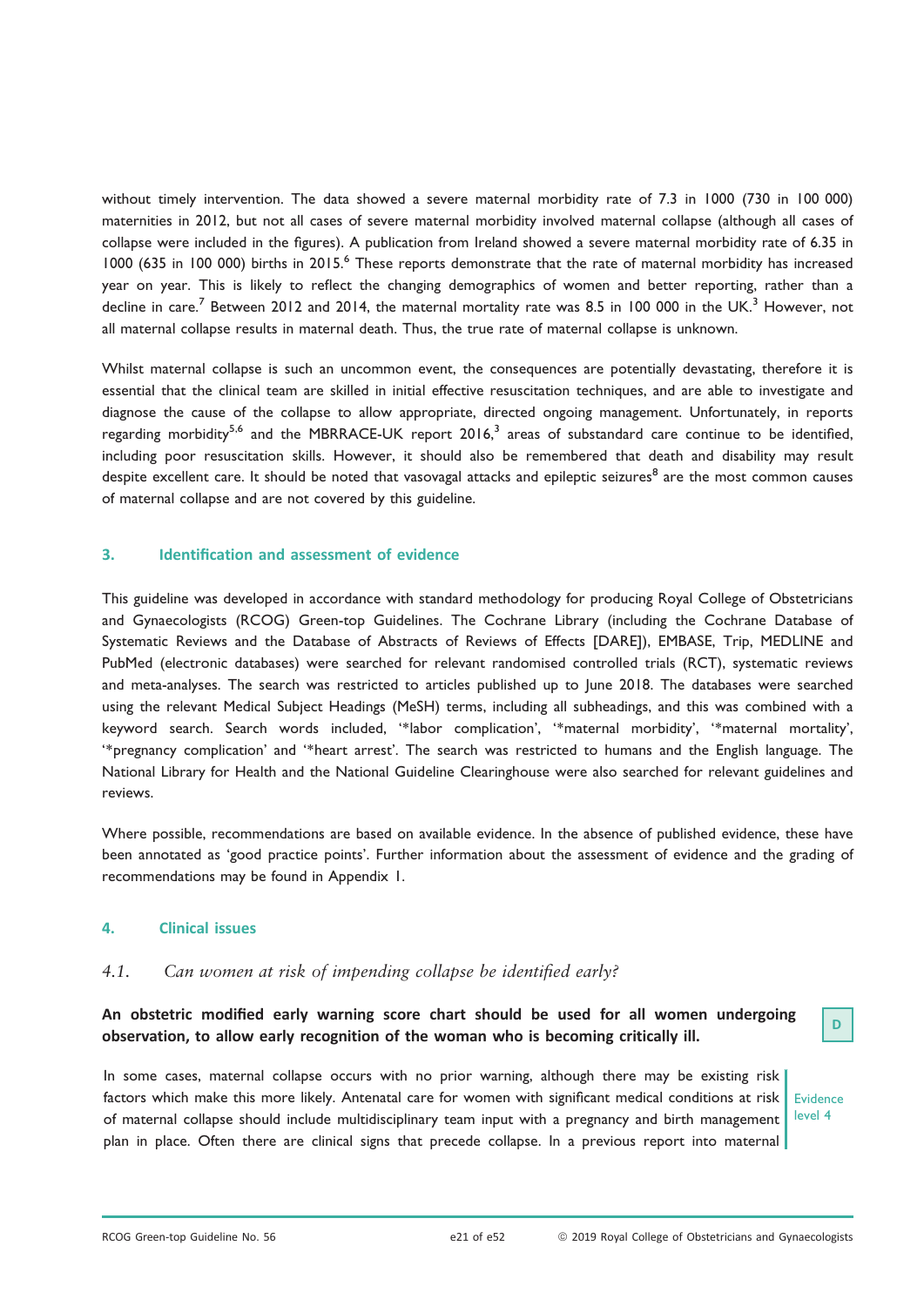without timely intervention. The data showed a severe maternal morbidity rate of 7.3 in 1000 (730 in 100 000) maternities in 2012, but not all cases of severe maternal morbidity involved maternal collapse (although all cases of collapse were included in the figures). A publication from Ireland showed a severe maternal morbidity rate of 6.35 in 1000 (635 in 100 000) births in 2015.[6] These reports demonstrate that the rate of maternal morbidity has increased year on year. This is likely to reflect the changing demographics of women and better reporting, rather than a decline in care.[7] Between 2012 and 2014, the maternal mortality rate was 8.5 in 100 000 in the UK.[3] However, not all maternal collapse results in maternal death. Thus, the true rate of maternal collapse is unknown.

Whilst maternal collapse is such an uncommon event, the consequences are potentially devastating, therefore it is essential that the clinical team are skilled in initial effective resuscitation techniques, and are able to investigate and diagnose the cause of the collapse to allow appropriate, directed ongoing management. Unfortunately, in reports regarding morbidity[5,6] and the MBRRACE-UK report 2016,[3] areas of substandard care continue to be identified, including poor resuscitation skills. However, it should also be remembered that death and disability may result despite excellent care. It should be noted that vasovagal attacks and epileptic seizures[8] are the most common causes of maternal collapse and are not covered by this guideline.

## 3. Identification and assessment of evidence

This guideline was developed in accordance with standard methodology for producing Royal College of Obstetricians and Gynaecologists (RCOG) Green-top Guidelines. The Cochrane Library (including the Cochrane Database of Systematic Reviews and the Database of Abstracts of Reviews of Effects [DARE]), EMBASE, Trip, MEDLINE and PubMed (electronic databases) were searched for relevant randomised controlled trials (RCT), systematic reviews and meta-analyses. The search was restricted to articles published up to June 2018. The databases were searched using the relevant Medical Subject Headings (MeSH) terms, including all subheadings, and this was combined with a keyword search. Search words included, '*labor complication', '*maternal morbidity', '*maternal mortality', '*pregnancy complication' and '*heart arrest'. The search was restricted to humans and the English language. The National Library for Health and the National Guideline Clearinghouse were also searched for relevant guidelines and reviews.

Where possible, recommendations are based on available evidence. In the absence of published evidence, these have been annotated as 'good practice points'. Further information about the assessment of evidence and the grading of recommendations may be found in Appendix 1.

## 4. Clinical issues

### *4.1. Can women at risk of impending collapse be identified early?*

**An obstetric modified early warning score chart should be used for all women undergoing observation, to allow early recognition of the woman who is becoming critically ill.** D

In some cases, maternal collapse occurs with no prior warning, although there may be existing risk factors which make this more likely. Antenatal care for women with significant medical conditions at risk of maternal collapse should include multidisciplinary team input with a pregnancy and birth management plan in place. Often there are clinical signs that precede collapse. In a previous report into maternal

Evidence level 4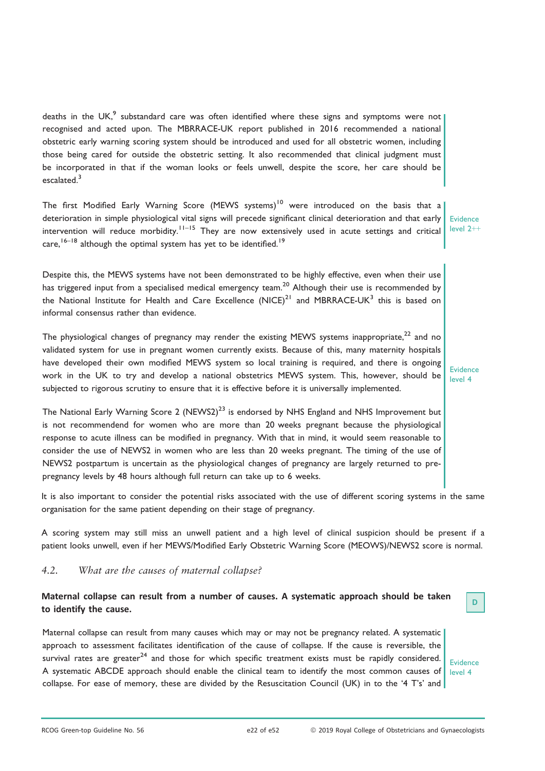deaths in the UK,[9] substandard care was often identified where these signs and symptoms were not recognised and acted upon. The MBRRACE-UK report published in 2016 recommended a national obstetric early warning scoring system should be introduced and used for all obstetric women, including those being cared for outside the obstetric setting. It also recommended that clinical judgment must be incorporated in that if the woman looks or feels unwell, despite the score, her care should be escalated.[3]

The first Modified Early Warning Score (MEWS systems)[10] were introduced on the basis that a deterioration in simple physiological vital signs will precede significant clinical deterioration and that early intervention will reduce morbidity.[11–15] They are now extensively used in acute settings and critical care,[16–18] although the optimal system has yet to be identified.[19]

Evidence level 2++

Despite this, the MEWS systems have not been demonstrated to be highly effective, even when their use has triggered input from a specialised medical emergency team.[20] Although their use is recommended by the National Institute for Health and Care Excellence (NICE)[21] and MBRRACE-UK[3] this is based on informal consensus rather than evidence.

The physiological changes of pregnancy may render the existing MEWS systems inappropriate,[22] and no validated system for use in pregnant women currently exists. Because of this, many maternity hospitals have developed their own modified MEWS system so local training is required, and there is ongoing work in the UK to try and develop a national obstetrics MEWS system. This, however, should be subjected to rigorous scrutiny to ensure that it is effective before it is universally implemented.

The National Early Warning Score 2 (NEWS2)[23] is endorsed by NHS England and NHS Improvement but is not recommendend for women who are more than 20 weeks pregnant because the physiological response to acute illness can be modified in pregnancy. With that in mind, it would seem reasonable to consider the use of NEWS2 in women who are less than 20 weeks pregnant. The timing of the use of NEWS2 postpartum is uncertain as the physiological changes of pregnancy are largely returned to pre-pregnancy levels by 48 hours although full return can take up to 6 weeks.

Evidence level 4

It is also important to consider the potential risks associated with the use of different scoring systems in the same organisation for the same patient depending on their stage of pregnancy.

A scoring system may still miss an unwell patient and a high level of clinical suspicion should be present if a patient looks unwell, even if her MEWS/Modified Early Obstetric Warning Score (MEOWS)/NEWS2 score is normal.

## 4.2. *What are the causes of maternal collapse?*

**Maternal collapse can result from a number of causes. A systematic approach should be taken to identify the cause.** **D**

Maternal collapse can result from many causes which may or may not be pregnancy related. A systematic approach to assessment facilitates identification of the cause of collapse. If the cause is reversible, the survival rates are greater[24] and those for which specific treatment exists must be rapidly considered. A systematic ABCDE approach should enable the clinical team to identify the most common causes of collapse. For ease of memory, these are divided by the Resuscitation Council (UK) in to the '4 T's' and

Evidence level 4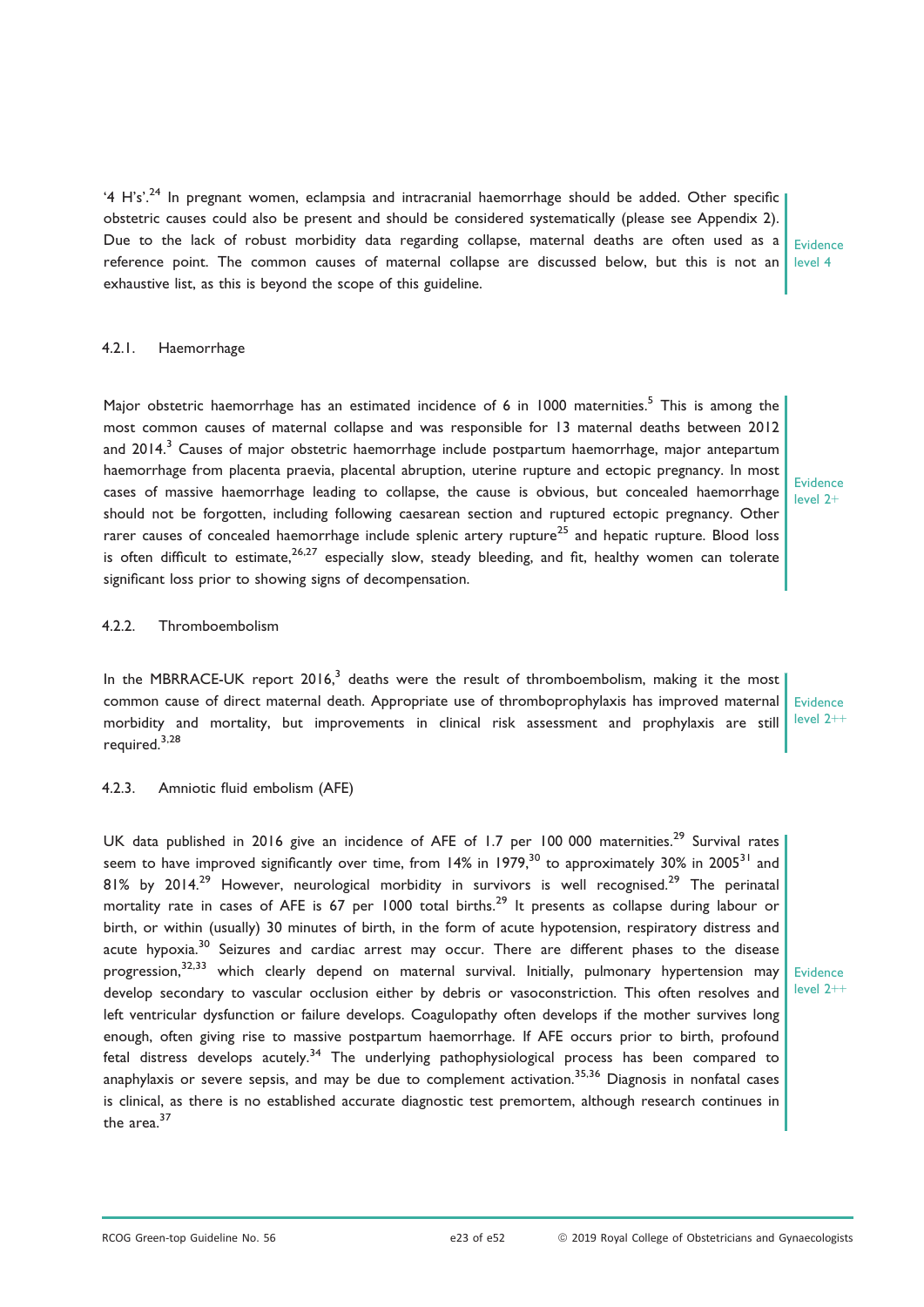'4 H's'.[24] In pregnant women, eclampsia and intracranial haemorrhage should be added. Other specific obstetric causes could also be present and should be considered systematically (please see Appendix 2). Due to the lack of robust morbidity data regarding collapse, maternal deaths are often used as a reference point. The common causes of maternal collapse are discussed below, but this is not an exhaustive list, as this is beyond the scope of this guideline.

Evidence level 4

#### 4.2.1. Haemorrhage

Major obstetric haemorrhage has an estimated incidence of 6 in 1000 maternities.[5] This is among the most common causes of maternal collapse and was responsible for 13 maternal deaths between 2012 and 2014.[3] Causes of major obstetric haemorrhage include postpartum haemorrhage, major antepartum haemorrhage from placenta praevia, placental abruption, uterine rupture and ectopic pregnancy. In most cases of massive haemorrhage leading to collapse, the cause is obvious, but concealed haemorrhage should not be forgotten, including following caesarean section and ruptured ectopic pregnancy. Other rarer causes of concealed haemorrhage include splenic artery rupture[25] and hepatic rupture. Blood loss is often difficult to estimate,[26,27] especially slow, steady bleeding, and fit, healthy women can tolerate significant loss prior to showing signs of decompensation.

Evidence level 2+

#### 4.2.2. Thromboembolism

In the MBRRACE-UK report 2016,[3] deaths were the result of thromboembolism, making it the most common cause of direct maternal death. Appropriate use of thromboprophylaxis has improved maternal morbidity and mortality, but improvements in clinical risk assessment and prophylaxis are still required.[3,28]

Evidence level 2++

#### 4.2.3. Amniotic fluid embolism (AFE)

UK data published in 2016 give an incidence of AFE of 1.7 per 100 000 maternities.[29] Survival rates seem to have improved significantly over time, from 14% in 1979,[30] to approximately 30% in 2005[31] and 81% by 2014.[29] However, neurological morbidity in survivors is well recognised.[29] The perinatal mortality rate in cases of AFE is 67 per 1000 total births.[29] It presents as collapse during labour or birth, or within (usually) 30 minutes of birth, in the form of acute hypotension, respiratory distress and acute hypoxia.[30] Seizures and cardiac arrest may occur. There are different phases to the disease progression,[32,33] which clearly depend on maternal survival. Initially, pulmonary hypertension may develop secondary to vascular occlusion either by debris or vasoconstriction. This often resolves and left ventricular dysfunction or failure develops. Coagulopathy often develops if the mother survives long enough, often giving rise to massive postpartum haemorrhage. If AFE occurs prior to birth, profound fetal distress develops acutely.[34] The underlying pathophysiological process has been compared to anaphylaxis or severe sepsis, and may be due to complement activation.[35,36] Diagnosis in nonfatal cases is clinical, as there is no established accurate diagnostic test premortem, although research continues in the area.[37]

Evidence level 2++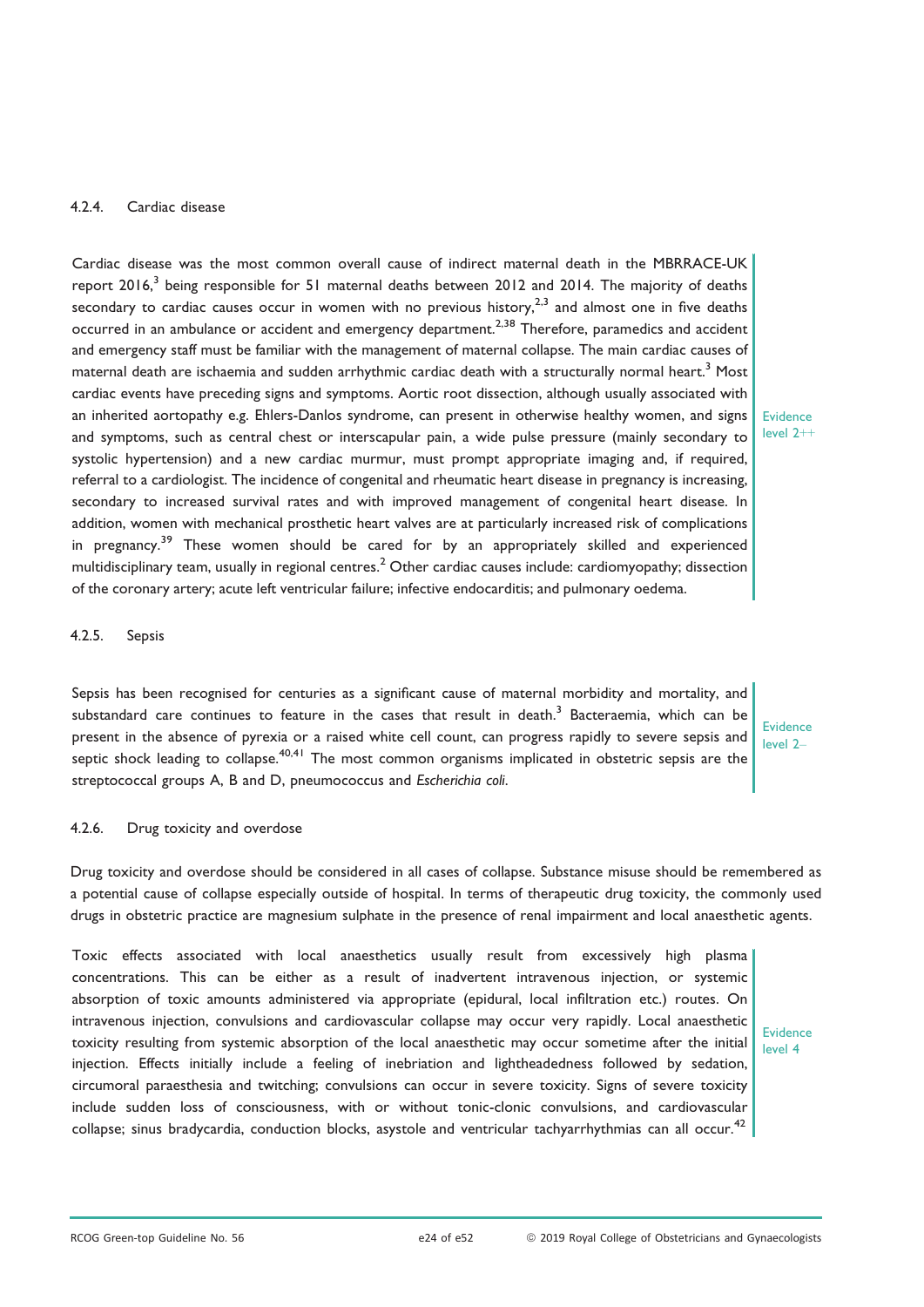#### 4.2.4. Cardiac disease

Cardiac disease was the most common overall cause of indirect maternal death in the MBRRACE-UK report 2016,[3] being responsible for 51 maternal deaths between 2012 and 2014. The majority of deaths secondary to cardiac causes occur in women with no previous history,[2,3] and almost one in five deaths occurred in an ambulance or accident and emergency department.[2,38] Therefore, paramedics and accident and emergency staff must be familiar with the management of maternal collapse. The main cardiac causes of maternal death are ischaemia and sudden arrhythmic cardiac death with a structurally normal heart.[3] Most cardiac events have preceding signs and symptoms. Aortic root dissection, although usually associated with an inherited aortopathy e.g. Ehlers-Danlos syndrome, can present in otherwise healthy women, and signs and symptoms, such as central chest or interscapular pain, a wide pulse pressure (mainly secondary to systolic hypertension) and a new cardiac murmur, must prompt appropriate imaging and, if required, referral to a cardiologist. The incidence of congenital and rheumatic heart disease in pregnancy is increasing, secondary to increased survival rates and with improved management of congenital heart disease. In addition, women with mechanical prosthetic heart valves are at particularly increased risk of complications in pregnancy.[39] These women should be cared for by an appropriately skilled and experienced multidisciplinary team, usually in regional centres.[2] Other cardiac causes include: cardiomyopathy; dissection of the coronary artery; acute left ventricular failure; infective endocarditis; and pulmonary oedema.

Evidence level 2++

#### 4.2.5. Sepsis

Sepsis has been recognised for centuries as a significant cause of maternal morbidity and mortality, and substandard care continues to feature in the cases that result in death.[3] Bacteraemia, which can be present in the absence of pyrexia or a raised white cell count, can progress rapidly to severe sepsis and septic shock leading to collapse.[40,41] The most common organisms implicated in obstetric sepsis are the streptococcal groups A, B and D, pneumococcus and *Escherichia coli*.

Evidence level 2–

#### 4.2.6. Drug toxicity and overdose

Drug toxicity and overdose should be considered in all cases of collapse. Substance misuse should be remembered as a potential cause of collapse especially outside of hospital. In terms of therapeutic drug toxicity, the commonly used drugs in obstetric practice are magnesium sulphate in the presence of renal impairment and local anaesthetic agents.

Toxic effects associated with local anaesthetics usually result from excessively high plasma concentrations. This can be either as a result of inadvertent intravenous injection, or systemic absorption of toxic amounts administered via appropriate (epidural, local infiltration etc.) routes. On intravenous injection, convulsions and cardiovascular collapse may occur very rapidly. Local anaesthetic toxicity resulting from systemic absorption of the local anaesthetic may occur sometime after the initial injection. Effects initially include a feeling of inebriation and lightheadedness followed by sedation, circumoral paraesthesia and twitching; convulsions can occur in severe toxicity. Signs of severe toxicity include sudden loss of consciousness, with or without tonic-clonic convulsions, and cardiovascular collapse; sinus bradycardia, conduction blocks, asystole and ventricular tachyarrhythmias can all occur.[42]

Evidence level 4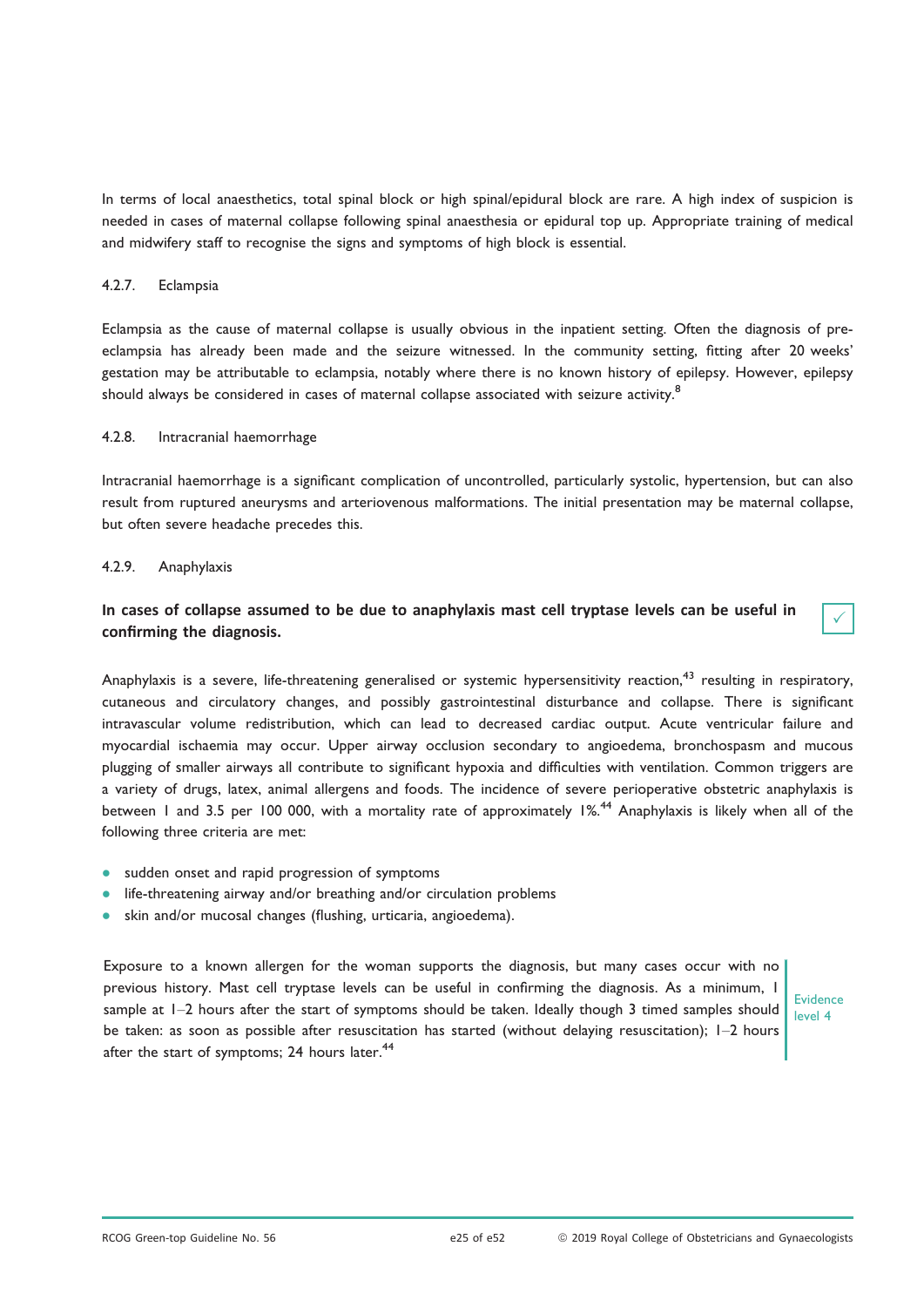In terms of local anaesthetics, total spinal block or high spinal/epidural block are rare. A high index of suspicion is needed in cases of maternal collapse following spinal anaesthesia or epidural top up. Appropriate training of medical and midwifery staff to recognise the signs and symptoms of high block is essential.

#### 4.2.7. Eclampsia

Eclampsia as the cause of maternal collapse is usually obvious in the inpatient setting. Often the diagnosis of pre-eclampsia has already been made and the seizure witnessed. In the community setting, fitting after 20 weeks' gestation may be attributable to eclampsia, notably where there is no known history of epilepsy. However, epilepsy should always be considered in cases of maternal collapse associated with seizure activity.[8]

#### 4.2.8. Intracranial haemorrhage

Intracranial haemorrhage is a significant complication of uncontrolled, particularly systolic, hypertension, but can also result from ruptured aneurysms and arteriovenous malformations. The initial presentation may be maternal collapse, but often severe headache precedes this.

#### 4.2.9. Anaphylaxis

**In cases of collapse assumed to be due to anaphylaxis mast cell tryptase levels can be useful in confirming the diagnosis.** ✓

Anaphylaxis is a severe, life-threatening generalised or systemic hypersensitivity reaction,[43] resulting in respiratory, cutaneous and circulatory changes, and possibly gastrointestinal disturbance and collapse. There is significant intravascular volume redistribution, which can lead to decreased cardiac output. Acute ventricular failure and myocardial ischaemia may occur. Upper airway occlusion secondary to angioedema, bronchospasm and mucous plugging of smaller airways all contribute to significant hypoxia and difficulties with ventilation. Common triggers are a variety of drugs, latex, animal allergens and foods. The incidence of severe perioperative obstetric anaphylaxis is between 1 and 3.5 per 100 000, with a mortality rate of approximately 1%.[44] Anaphylaxis is likely when all of the following three criteria are met:

- sudden onset and rapid progression of symptoms
- life-threatening airway and/or breathing and/or circulation problems
- skin and/or mucosal changes (flushing, urticaria, angioedema).

Exposure to a known allergen for the woman supports the diagnosis, but many cases occur with no previous history. Mast cell tryptase levels can be useful in confirming the diagnosis. As a minimum, 1 sample at 1–2 hours after the start of symptoms should be taken. Ideally though 3 timed samples should be taken: as soon as possible after resuscitation has started (without delaying resuscitation); 1–2 hours after the start of symptoms; 24 hours later.[44]

Evidence level 4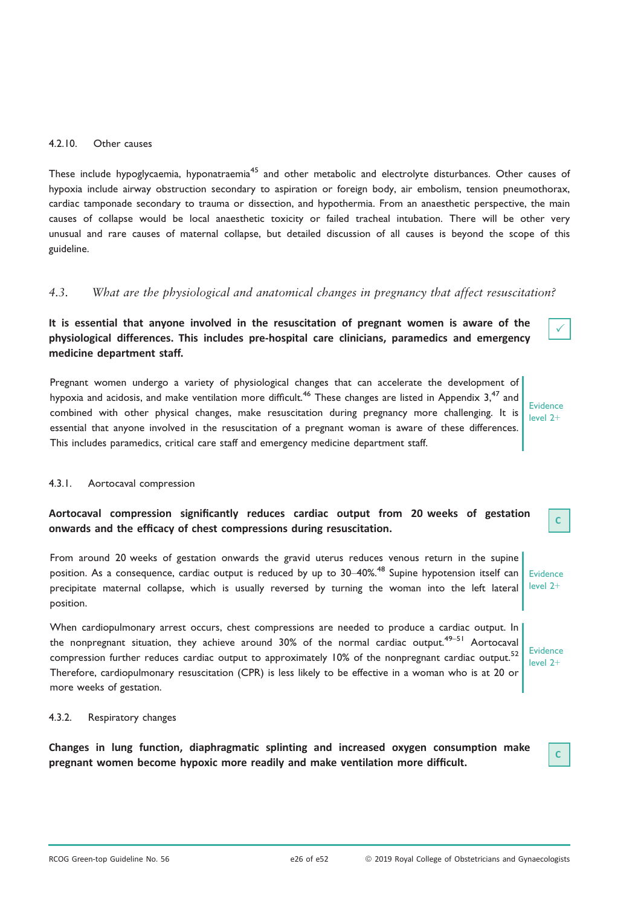#### 4.2.10. Other causes

These include hypoglycaemia, hyponatraemia[45] and other metabolic and electrolyte disturbances. Other causes of hypoxia include airway obstruction secondary to aspiration or foreign body, air embolism, tension pneumothorax, cardiac tamponade secondary to trauma or dissection, and hypothermia. From an anaesthetic perspective, the main causes of collapse would be local anaesthetic toxicity or failed tracheal intubation. There will be other very unusual and rare causes of maternal collapse, but detailed discussion of all causes is beyond the scope of this guideline.

### *4.3. What are the physiological and anatomical changes in pregnancy that affect resuscitation?*

**It is essential that anyone involved in the resuscitation of pregnant women is aware of the physiological differences. This includes pre-hospital care clinicians, paramedics and emergency medicine department staff.** ✓

Pregnant women undergo a variety of physiological changes that can accelerate the development of hypoxia and acidosis, and make ventilation more difficult.[46] These changes are listed in Appendix 3,[47] and combined with other physical changes, make resuscitation during pregnancy more challenging. It is essential that anyone involved in the resuscitation of a pregnant woman is aware of these differences. This includes paramedics, critical care staff and emergency medicine department staff.

Evidence level 2+

#### 4.3.1. Aortocaval compression

**Aortocaval compression significantly reduces cardiac output from 20 weeks of gestation onwards and the efficacy of chest compressions during resuscitation.** C

From around 20 weeks of gestation onwards the gravid uterus reduces venous return in the supine position. As a consequence, cardiac output is reduced by up to 30–40%.[48] Supine hypotension itself can precipitate maternal collapse, which is usually reversed by turning the woman into the left lateral position.

Evidence level 2+

When cardiopulmonary arrest occurs, chest compressions are needed to produce a cardiac output. In the nonpregnant situation, they achieve around 30% of the normal cardiac output.[49–51] Aortocaval compression further reduces cardiac output to approximately 10% of the nonpregnant cardiac output.[52] Therefore, cardiopulmonary resuscitation (CPR) is less likely to be effective in a woman who is at 20 or more weeks of gestation.

Evidence level 2+

#### 4.3.2. Respiratory changes

**Changes in lung function, diaphragmatic splinting and increased oxygen consumption make pregnant women become hypoxic more readily and make ventilation more difficult.** C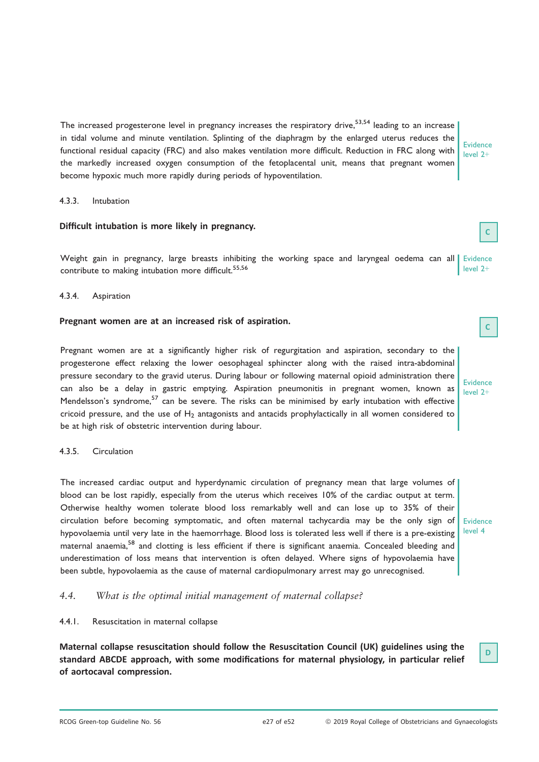The increased progesterone level in pregnancy increases the respiratory drive,[53,54] leading to an increase in tidal volume and minute ventilation. Splinting of the diaphragm by the enlarged uterus reduces the functional residual capacity (FRC) and also makes ventilation more difficult. Reduction in FRC along with the markedly increased oxygen consumption of the fetoplacental unit, means that pregnant women become hypoxic much more rapidly during periods of hypoventilation.

Evidence level 2+

4.3.3. Intubation

**Difficult intubation is more likely in pregnancy.**

C

Weight gain in pregnancy, large breasts inhibiting the working space and laryngeal oedema can all contribute to making intubation more difficult.[55,56]

Evidence level 2+

4.3.4. Aspiration

**Pregnant women are at an increased risk of aspiration.**

C

Pregnant women are at a significantly higher risk of regurgitation and aspiration, secondary to the progesterone effect relaxing the lower oesophageal sphincter along with the raised intra-abdominal pressure secondary to the gravid uterus. During labour or following maternal opioid administration there can also be a delay in gastric emptying. Aspiration pneumonitis in pregnant women, known as Mendelsson's syndrome,[57] can be severe. The risks can be minimised by early intubation with effective cricoid pressure, and the use of $H_2$ antagonists and antacids prophylactically in all women considered to be at high risk of obstetric intervention during labour.

Evidence level 2+

4.3.5. Circulation

The increased cardiac output and hyperdynamic circulation of pregnancy mean that large volumes of blood can be lost rapidly, especially from the uterus which receives 10% of the cardiac output at term. Otherwise healthy women tolerate blood loss remarkably well and can lose up to 35% of their circulation before becoming symptomatic, and often maternal tachycardia may be the only sign of hypovolaemia until very late in the haemorrhage. Blood loss is tolerated less well if there is a pre-existing maternal anaemia,[58] and clotting is less efficient if there is significant anaemia. Concealed bleeding and underestimation of loss means that intervention is often delayed. Where signs of hypovolaemia have been subtle, hypovolaemia as the cause of maternal cardiopulmonary arrest may go unrecognised.

Evidence level 4

## 4.4. *What is the optimal initial management of maternal collapse?*

4.4.1. Resuscitation in maternal collapse

**Maternal collapse resuscitation should follow the Resuscitation Council (UK) guidelines using the standard ABCDE approach, with some modifications for maternal physiology, in particular relief of aortocaval compression.**

D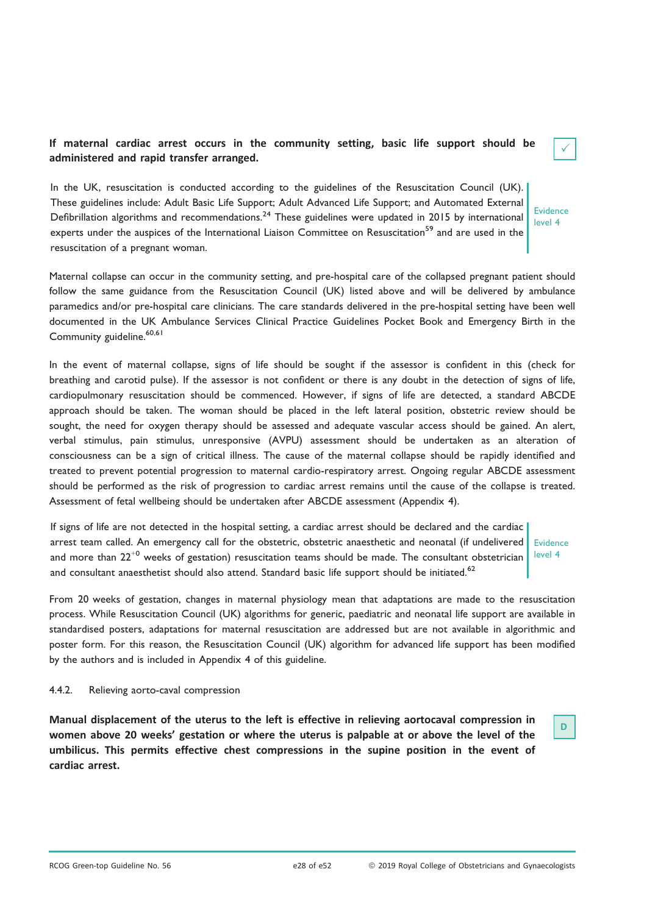**If maternal cardiac arrest occurs in the community setting, basic life support should be administered and rapid transfer arranged.**

✓

In the UK, resuscitation is conducted according to the guidelines of the Resuscitation Council (UK). These guidelines include: Adult Basic Life Support; Adult Advanced Life Support; and Automated External Defibrillation algorithms and recommendations.[24] These guidelines were updated in 2015 by international experts under the auspices of the International Liaison Committee on Resuscitation[59] and are used in the resuscitation of a pregnant woman.

Evidence level 4

Maternal collapse can occur in the community setting, and pre-hospital care of the collapsed pregnant patient should follow the same guidance from the Resuscitation Council (UK) listed above and will be delivered by ambulance paramedics and/or pre-hospital care clinicians. The care standards delivered in the pre-hospital setting have been well documented in the UK Ambulance Services Clinical Practice Guidelines Pocket Book and Emergency Birth in the Community guideline.[60,61]

In the event of maternal collapse, signs of life should be sought if the assessor is confident in this (check for breathing and carotid pulse). If the assessor is not confident or there is any doubt in the detection of signs of life, cardiopulmonary resuscitation should be commenced. However, if signs of life are detected, a standard ABCDE approach should be taken. The woman should be placed in the left lateral position, obstetric review should be sought, the need for oxygen therapy should be assessed and adequate vascular access should be gained. An alert, verbal stimulus, pain stimulus, unresponsive (AVPU) assessment should be undertaken as an alteration of consciousness can be a sign of critical illness. The cause of the maternal collapse should be rapidly identified and treated to prevent potential progression to maternal cardio-respiratory arrest. Ongoing regular ABCDE assessment should be performed as the risk of progression to cardiac arrest remains until the cause of the collapse is treated. Assessment of fetal wellbeing should be undertaken after ABCDE assessment (Appendix 4).

If signs of life are not detected in the hospital setting, a cardiac arrest should be declared and the cardiac arrest team called. An emergency call for the obstetric, obstetric anaesthetic and neonatal (if undelivered and more than $22^{+0}$ weeks of gestation) resuscitation teams should be made. The consultant obstetrician and consultant anaesthetist should also attend. Standard basic life support should be initiated.[62]

Evidence level 4

From 20 weeks of gestation, changes in maternal physiology mean that adaptations are made to the resuscitation process. While Resuscitation Council (UK) algorithms for generic, paediatric and neonatal life support are available in standardised posters, adaptations for maternal resuscitation are addressed but are not available in algorithmic and poster form. For this reason, the Resuscitation Council (UK) algorithm for advanced life support has been modified by the authors and is included in Appendix 4 of this guideline.

### 4.4.2. Relieving aorto-caval compression

**Manual displacement of the uterus to the left is effective in relieving aortocaval compression in women above 20 weeks' gestation or where the uterus is palpable at or above the level of the umbilicus. This permits effective chest compressions in the supine position in the event of cardiac arrest.**

D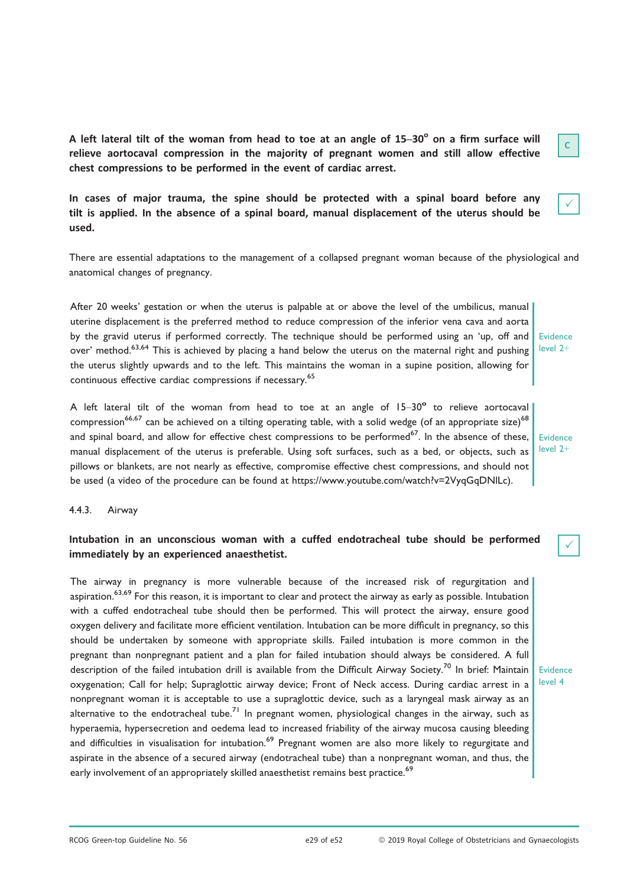**A left lateral tilt of the woman from head to toe at an angle of 15–30° on a firm surface will relieve aortocaval compression in the majority of pregnant women and still allow effective chest compressions to be performed in the event of cardiac arrest.**

C

**In cases of major trauma, the spine should be protected with a spinal board before any tilt is applied. In the absence of a spinal board, manual displacement of the uterus should be used.**

✓

There are essential adaptations to the management of a collapsed pregnant woman because of the physiological and anatomical changes of pregnancy.

After 20 weeks' gestation or when the uterus is palpable at or above the level of the umbilicus, manual uterine displacement is the preferred method to reduce compression of the inferior vena cava and aorta by the gravid uterus if performed correctly. The technique should be performed using an 'up, off and over' method.[63,64] This is achieved by placing a hand below the uterus on the maternal right and pushing the uterus slightly upwards and to the left. This maintains the woman in a supine position, allowing for continuous effective cardiac compressions if necessary.[65]

Evidence level 2+

A left lateral tilt of the woman from head to toe at an angle of 15–30° to relieve aortocaval compression[66,67] can be achieved on a tilting operating table, with a solid wedge (of an appropriate size)[68] and spinal board, and allow for effective chest compressions to be performed[67]. In the absence of these, manual displacement of the uterus is preferable. Using soft surfaces, such as a bed, or objects, such as pillows or blankets, are not nearly as effective, compromise effective chest compressions, and should not be used (a video of the procedure can be found at https://www.youtube.com/watch?v=2VyqGqDNlLc).

Evidence level 2+

### 4.4.3. Airway

**Intubation in an unconscious woman with a cuffed endotracheal tube should be performed immediately by an experienced anaesthetist.**

✓

The airway in pregnancy is more vulnerable because of the increased risk of regurgitation and aspiration.[63,69] For this reason, it is important to clear and protect the airway as early as possible. Intubation with a cuffed endotracheal tube should then be performed. This will protect the airway, ensure good oxygen delivery and facilitate more efficient ventilation. Intubation can be more difficult in pregnancy, so this should be undertaken by someone with appropriate skills. Failed intubation is more common in the pregnant than nonpregnant patient and a plan for failed intubation should always be considered. A full description of the failed intubation drill is available from the Difficult Airway Society.[70] In brief: Maintain oxygenation; Call for help; Supraglottic airway device; Front of Neck access. During cardiac arrest in a nonpregnant woman it is acceptable to use a supraglottic device, such as a laryngeal mask airway as an alternative to the endotracheal tube.[71] In pregnant women, physiological changes in the airway, such as hyperaemia, hypersecretion and oedema lead to increased friability of the airway mucosa causing bleeding and difficulties in visualisation for intubation.[69] Pregnant women are also more likely to regurgitate and aspirate in the absence of a secured airway (endotracheal tube) than a nonpregnant woman, and thus, the early involvement of an appropriately skilled anaesthetist remains best practice.[69]

Evidence level 4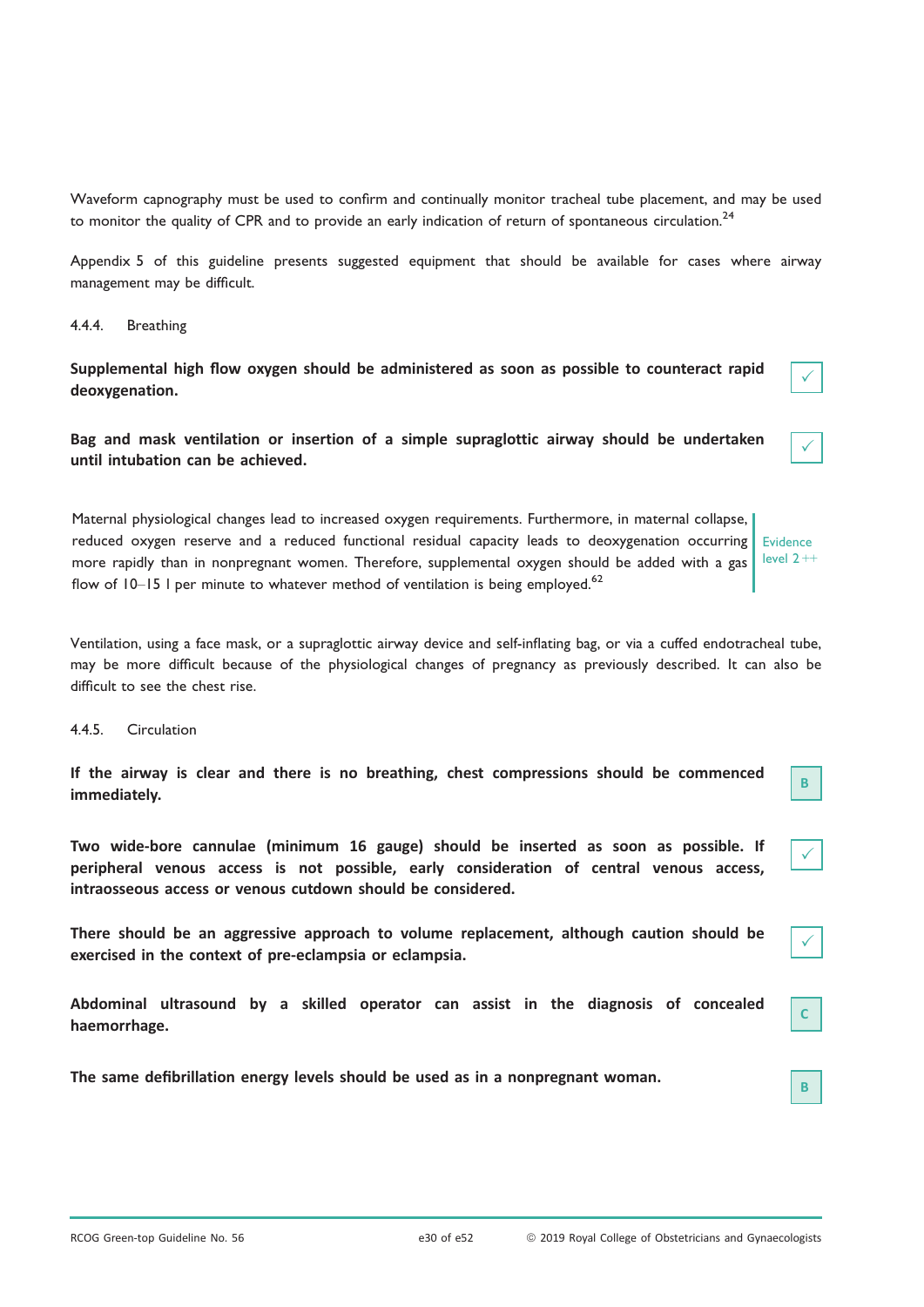Waveform capnography must be used to confirm and continually monitor tracheal tube placement, and may be used to monitor the quality of CPR and to provide an early indication of return of spontaneous circulation.[24]

Appendix 5 of this guideline presents suggested equipment that should be available for cases where airway management may be difficult.

#### 4.4.4. Breathing

**Supplemental high flow oxygen should be administered as soon as possible to counteract rapid deoxygenation.** ✓

**Bag and mask ventilation or insertion of a simple supraglottic airway should be undertaken until intubation can be achieved.** ✓

Maternal physiological changes lead to increased oxygen requirements. Furthermore, in maternal collapse, reduced oxygen reserve and a reduced functional residual capacity leads to deoxygenation occurring more rapidly than in nonpregnant women. Therefore, supplemental oxygen should be added with a gas flow of 10–15 l per minute to whatever method of ventilation is being employed.[62]

Evidence level 2++

Ventilation, using a face mask, or a supraglottic airway device and self-inflating bag, or via a cuffed endotracheal tube, may be more difficult because of the physiological changes of pregnancy as previously described. It can also be difficult to see the chest rise.

#### 4.4.5. Circulation

**If the airway is clear and there is no breathing, chest compressions should be commenced immediately.** B

**Two wide-bore cannulae (minimum 16 gauge) should be inserted as soon as possible. If peripheral venous access is not possible, early consideration of central venous access, intraosseous access or venous cutdown should be considered.** ✓

**There should be an aggressive approach to volume replacement, although caution should be exercised in the context of pre-eclampsia or eclampsia.** ✓

**Abdominal ultrasound by a skilled operator can assist in the diagnosis of concealed haemorrhage.** C

**The same defibrillation energy levels should be used as in a nonpregnant woman.** B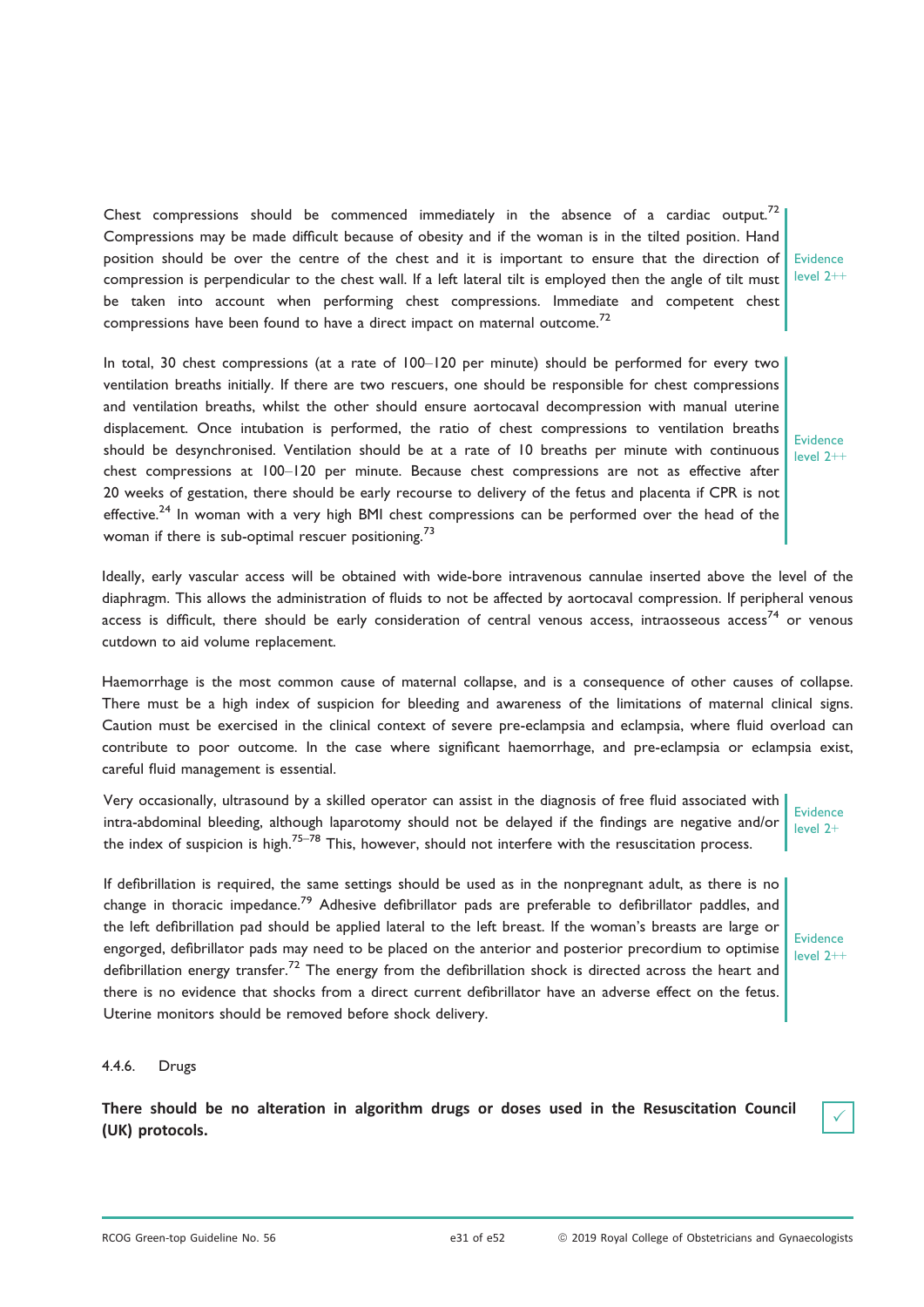Chest compressions should be commenced immediately in the absence of a cardiac output.[72] Compressions may be made difficult because of obesity and if the woman is in the tilted position. Hand position should be over the centre of the chest and it is important to ensure that the direction of compression is perpendicular to the chest wall. If a left lateral tilt is employed then the angle of tilt must be taken into account when performing chest compressions. Immediate and competent chest compressions have been found to have a direct impact on maternal outcome.[72]

Evidence level 2++

In total, 30 chest compressions (at a rate of 100–120 per minute) should be performed for every two ventilation breaths initially. If there are two rescuers, one should be responsible for chest compressions and ventilation breaths, whilst the other should ensure aortocaval decompression with manual uterine displacement. Once intubation is performed, the ratio of chest compressions to ventilation breaths should be desynchronised. Ventilation should be at a rate of 10 breaths per minute with continuous chest compressions at 100–120 per minute. Because chest compressions are not as effective after 20 weeks of gestation, there should be early recourse to delivery of the fetus and placenta if CPR is not effective.[24] In woman with a very high BMI chest compressions can be performed over the head of the woman if there is sub-optimal rescuer positioning.[73]

Evidence level 2++

Ideally, early vascular access will be obtained with wide-bore intravenous cannulae inserted above the level of the diaphragm. This allows the administration of fluids to not be affected by aortocaval compression. If peripheral venous access is difficult, there should be early consideration of central venous access, intraosseous access[74] or venous cutdown to aid volume replacement.

Haemorrhage is the most common cause of maternal collapse, and is a consequence of other causes of collapse. There must be a high index of suspicion for bleeding and awareness of the limitations of maternal clinical signs. Caution must be exercised in the clinical context of severe pre-eclampsia and eclampsia, where fluid overload can contribute to poor outcome. In the case where significant haemorrhage, and pre-eclampsia or eclampsia exist, careful fluid management is essential.

Very occasionally, ultrasound by a skilled operator can assist in the diagnosis of free fluid associated with intra-abdominal bleeding, although laparotomy should not be delayed if the findings are negative and/or the index of suspicion is high.[75–78] This, however, should not interfere with the resuscitation process.

Evidence level 2+

If defibrillation is required, the same settings should be used as in the nonpregnant adult, as there is no change in thoracic impedance.[79] Adhesive defibrillator pads are preferable to defibrillator paddles, and the left defibrillation pad should be applied lateral to the left breast. If the woman's breasts are large or engorged, defibrillator pads may need to be placed on the anterior and posterior precordium to optimise defibrillation energy transfer.[72] The energy from the defibrillation shock is directed across the heart and there is no evidence that shocks from a direct current defibrillator have an adverse effect on the fetus. Uterine monitors should be removed before shock delivery.

Evidence level 2++

#### 4.4.6. Drugs

**There should be no alteration in algorithm drugs or doses used in the Resuscitation Council (UK) protocols.** ✓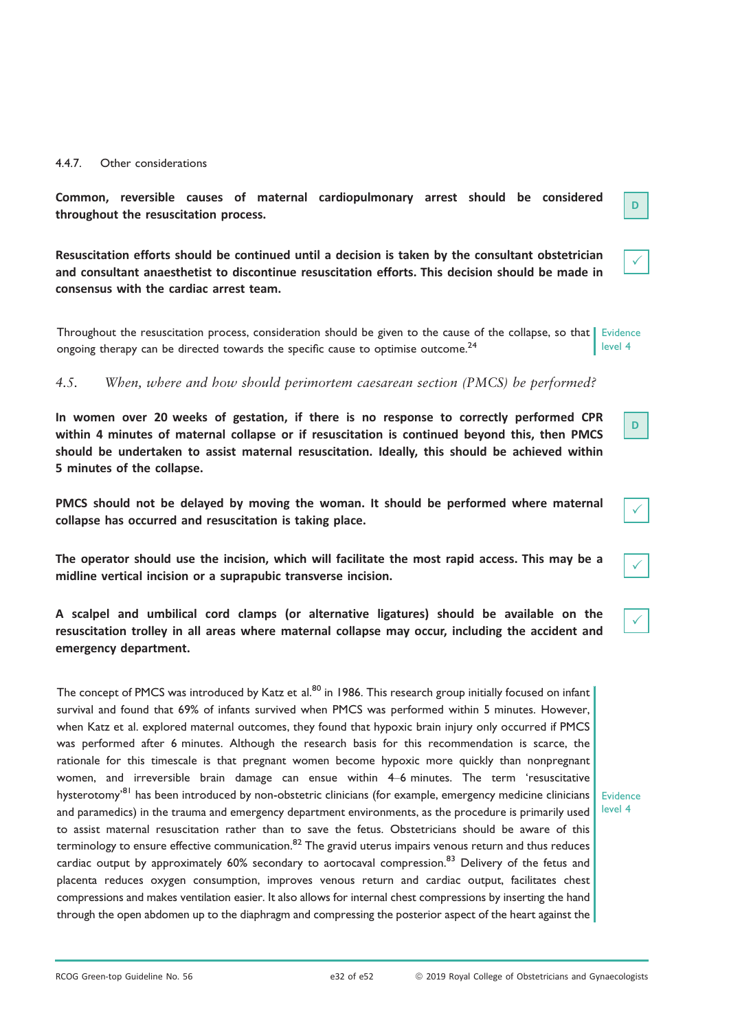### 4.4.7. Other considerations

**Common, reversible causes of maternal cardiopulmonary arrest should be considered throughout the resuscitation process.**

D

**Resuscitation efforts should be continued until a decision is taken by the consultant obstetrician and consultant anaesthetist to discontinue resuscitation efforts. This decision should be made in consensus with the cardiac arrest team.**

✓

Throughout the resuscitation process, consideration should be given to the cause of the collapse, so that ongoing therapy can be directed towards the specific cause to optimise outcome.[24]

Evidence level 4

## 4.5. *When, where and how should perimortem caesarean section (PMCS) be performed?*

**In women over 20 weeks of gestation, if there is no response to correctly performed CPR within 4 minutes of maternal collapse or if resuscitation is continued beyond this, then PMCS should be undertaken to assist maternal resuscitation. Ideally, this should be achieved within 5 minutes of the collapse.**

D

**PMCS should not be delayed by moving the woman. It should be performed where maternal collapse has occurred and resuscitation is taking place.**

✓

**The operator should use the incision, which will facilitate the most rapid access. This may be a midline vertical incision or a suprapubic transverse incision.**

✓

**A scalpel and umbilical cord clamps (or alternative ligatures) should be available on the resuscitation trolley in all areas where maternal collapse may occur, including the accident and emergency department.**

✓

The concept of PMCS was introduced by Katz et al.[80] in 1986. This research group initially focused on infant survival and found that 69% of infants survived when PMCS was performed within 5 minutes. However, when Katz et al. explored maternal outcomes, they found that hypoxic brain injury only occurred if PMCS was performed after 6 minutes. Although the research basis for this recommendation is scarce, the rationale for this timescale is that pregnant women become hypoxic more quickly than nonpregnant women, and irreversible brain damage can ensue within 4–6 minutes. The term 'resuscitative hysterotomy'[81] has been introduced by non-obstetric clinicians (for example, emergency medicine clinicians and paramedics) in the trauma and emergency department environments, as the procedure is primarily used to assist maternal resuscitation rather than to save the fetus. Obstetricians should be aware of this terminology to ensure effective communication.[82] The gravid uterus impairs venous return and thus reduces cardiac output by approximately 60% secondary to aortocaval compression.[83] Delivery of the fetus and placenta reduces oxygen consumption, improves venous return and cardiac output, facilitates chest compressions and makes ventilation easier. It also allows for internal chest compressions by inserting the hand through the open abdomen up to the diaphragm and compressing the posterior aspect of the heart against the

Evidence level 4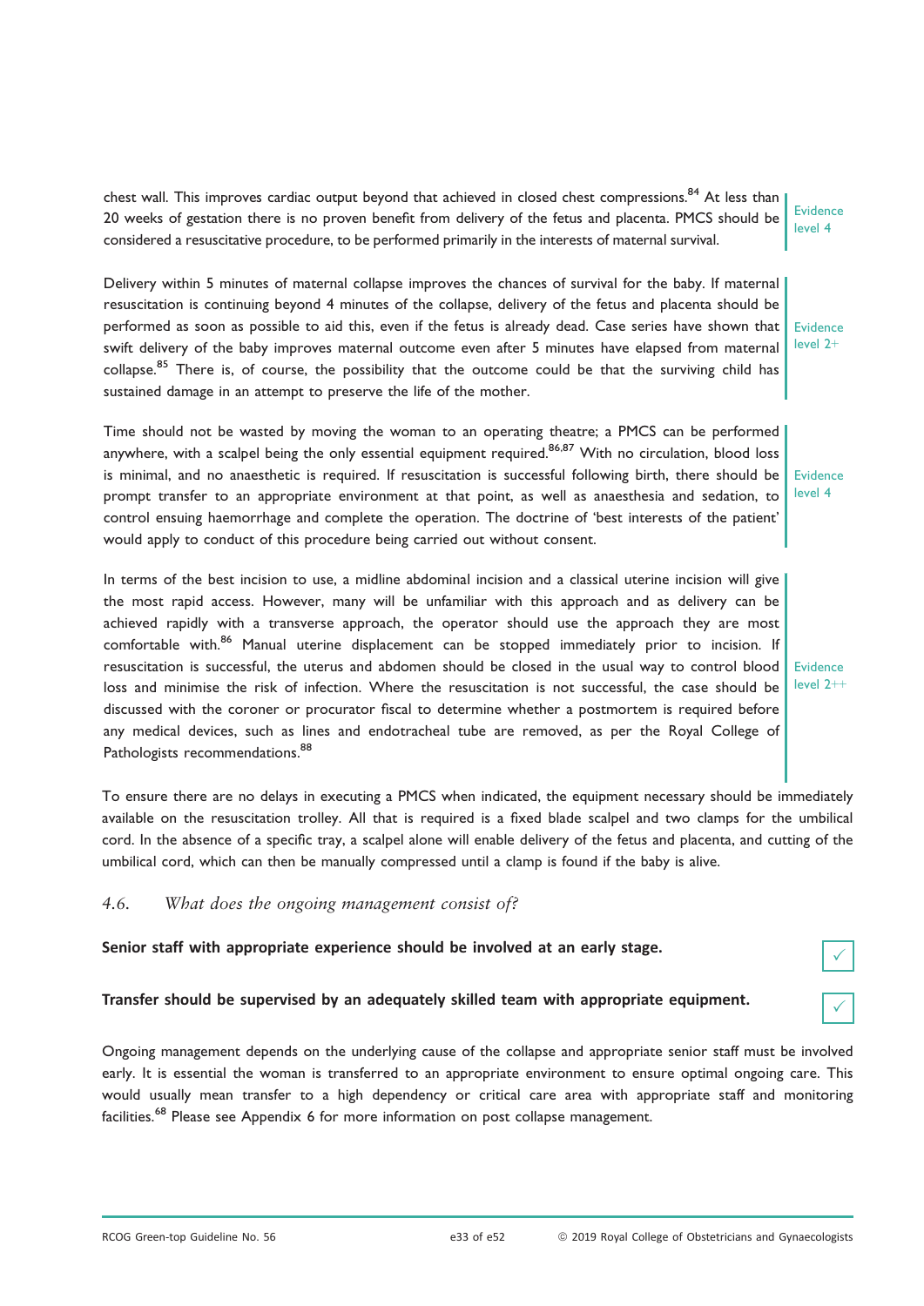chest wall. This improves cardiac output beyond that achieved in closed chest compressions.[84] At less than 20 weeks of gestation there is no proven benefit from delivery of the fetus and placenta. PMCS should be considered a resuscitative procedure, to be performed primarily in the interests of maternal survival.

Evidence level 4

Delivery within 5 minutes of maternal collapse improves the chances of survival for the baby. If maternal resuscitation is continuing beyond 4 minutes of the collapse, delivery of the fetus and placenta should be performed as soon as possible to aid this, even if the fetus is already dead. Case series have shown that swift delivery of the baby improves maternal outcome even after 5 minutes have elapsed from maternal collapse.[85] There is, of course, the possibility that the outcome could be that the surviving child has sustained damage in an attempt to preserve the life of the mother.

Evidence level 2+

Time should not be wasted by moving the woman to an operating theatre; a PMCS can be performed anywhere, with a scalpel being the only essential equipment required.[86,87] With no circulation, blood loss is minimal, and no anaesthetic is required. If resuscitation is successful following birth, there should be prompt transfer to an appropriate environment at that point, as well as anaesthesia and sedation, to control ensuing haemorrhage and complete the operation. The doctrine of 'best interests of the patient' would apply to conduct of this procedure being carried out without consent.

Evidence level 4

In terms of the best incision to use, a midline abdominal incision and a classical uterine incision will give the most rapid access. However, many will be unfamiliar with this approach and as delivery can be achieved rapidly with a transverse approach, the operator should use the approach they are most comfortable with.[86] Manual uterine displacement can be stopped immediately prior to incision. If resuscitation is successful, the uterus and abdomen should be closed in the usual way to control blood loss and minimise the risk of infection. Where the resuscitation is not successful, the case should be discussed with the coroner or procurator fiscal to determine whether a postmortem is required before any medical devices, such as lines and endotracheal tube are removed, as per the Royal College of Pathologists recommendations.[88]

Evidence level 2++

To ensure there are no delays in executing a PMCS when indicated, the equipment necessary should be immediately available on the resuscitation trolley. All that is required is a fixed blade scalpel and two clamps for the umbilical cord. In the absence of a specific tray, a scalpel alone will enable delivery of the fetus and placenta, and cutting of the umbilical cord, which can then be manually compressed until a clamp is found if the baby is alive.

### 4.6. *What does the ongoing management consist of?*

**Senior staff with appropriate experience should be involved at an early stage.** ✓

**Transfer should be supervised by an adequately skilled team with appropriate equipment.** ✓

Ongoing management depends on the underlying cause of the collapse and appropriate senior staff must be involved early. It is essential the woman is transferred to an appropriate environment to ensure optimal ongoing care. This would usually mean transfer to a high dependency or critical care area with appropriate staff and monitoring facilities.[68] Please see Appendix 6 for more information on post collapse management.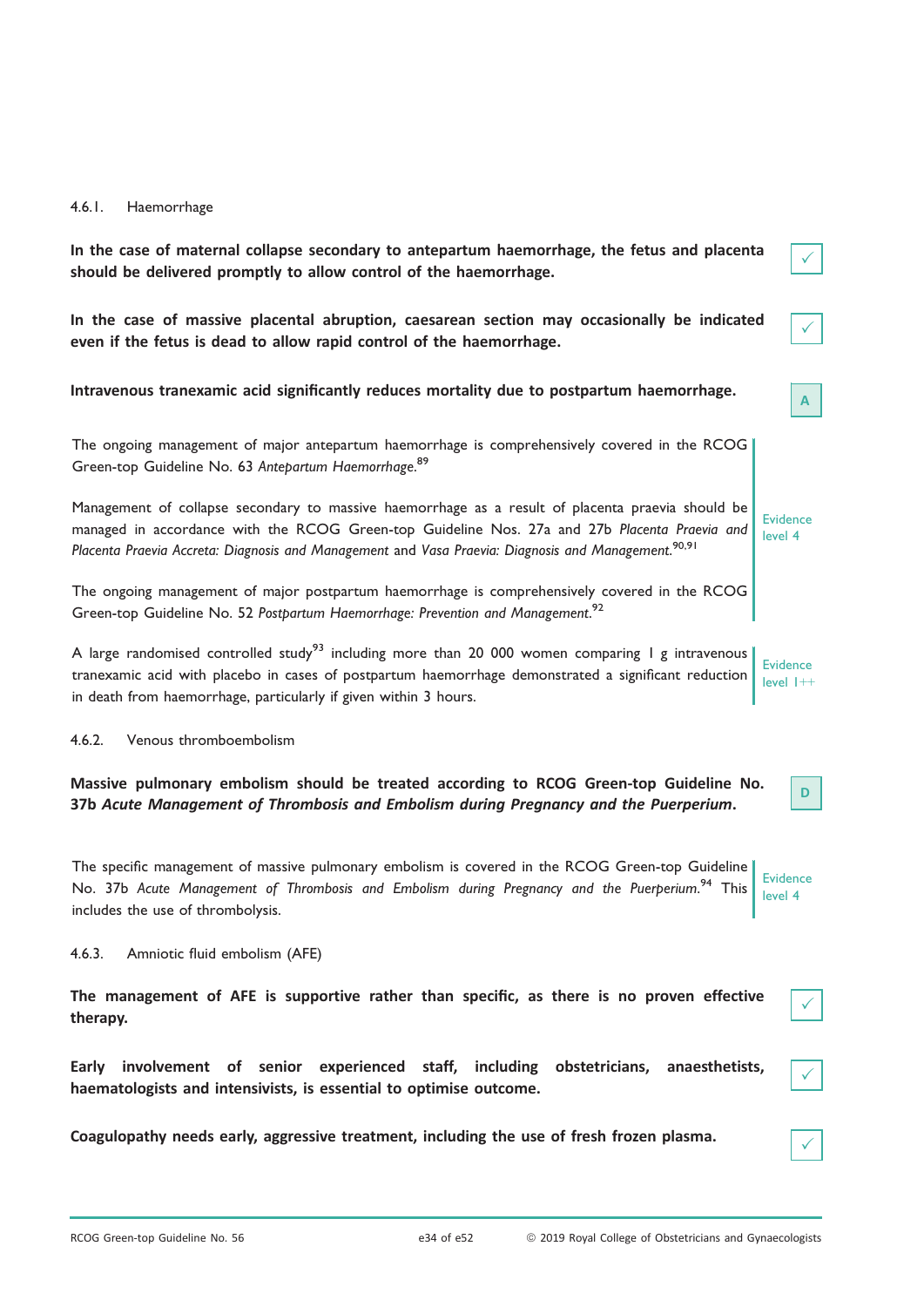#### 4.6.1. Haemorrhage

**In the case of maternal collapse secondary to antepartum haemorrhage, the fetus and placenta should be delivered promptly to allow control of the haemorrhage.** ✓

**In the case of massive placental abruption, caesarean section may occasionally be indicated even if the fetus is dead to allow rapid control of the haemorrhage.** ✓

**Intravenous tranexamic acid significantly reduces mortality due to postpartum haemorrhage.** A

The ongoing management of major antepartum haemorrhage is comprehensively covered in the RCOG Green-top Guideline No. 63 *Antepartum Haemorrhage*.[89]

Management of collapse secondary to massive haemorrhage as a result of placenta praevia should be managed in accordance with the RCOG Green-top Guideline Nos. 27a and 27b *Placenta Praevia and Placenta Praevia Accreta: Diagnosis and Management* and *Vasa Praevia: Diagnosis and Management*.[90,91]

The ongoing management of major postpartum haemorrhage is comprehensively covered in the RCOG Green-top Guideline No. 52 *Postpartum Haemorrhage: Prevention and Management*.[92]

Evidence level 4

A large randomised controlled study[93] including more than 20 000 women comparing 1 g intravenous tranexamic acid with placebo in cases of postpartum haemorrhage demonstrated a significant reduction in death from haemorrhage, particularly if given within 3 hours.

Evidence level 1++

#### 4.6.2. Venous thromboembolism

**Massive pulmonary embolism should be treated according to RCOG Green-top Guideline No. 37b *Acute Management of Thrombosis and Embolism during Pregnancy and the Puerperium*.** D

The specific management of massive pulmonary embolism is covered in the RCOG Green-top Guideline No. 37b *Acute Management of Thrombosis and Embolism during Pregnancy and the Puerperium*.[94] This includes the use of thrombolysis.

Evidence level 4

#### 4.6.3. Amniotic fluid embolism (AFE)

**The management of AFE is supportive rather than specific, as there is no proven effective therapy.** ✓

**Early involvement of senior experienced staff, including obstetricians, anaesthetists, haematologists and intensivists, is essential to optimise outcome.** ✓

**Coagulopathy needs early, aggressive treatment, including the use of fresh frozen plasma.** ✓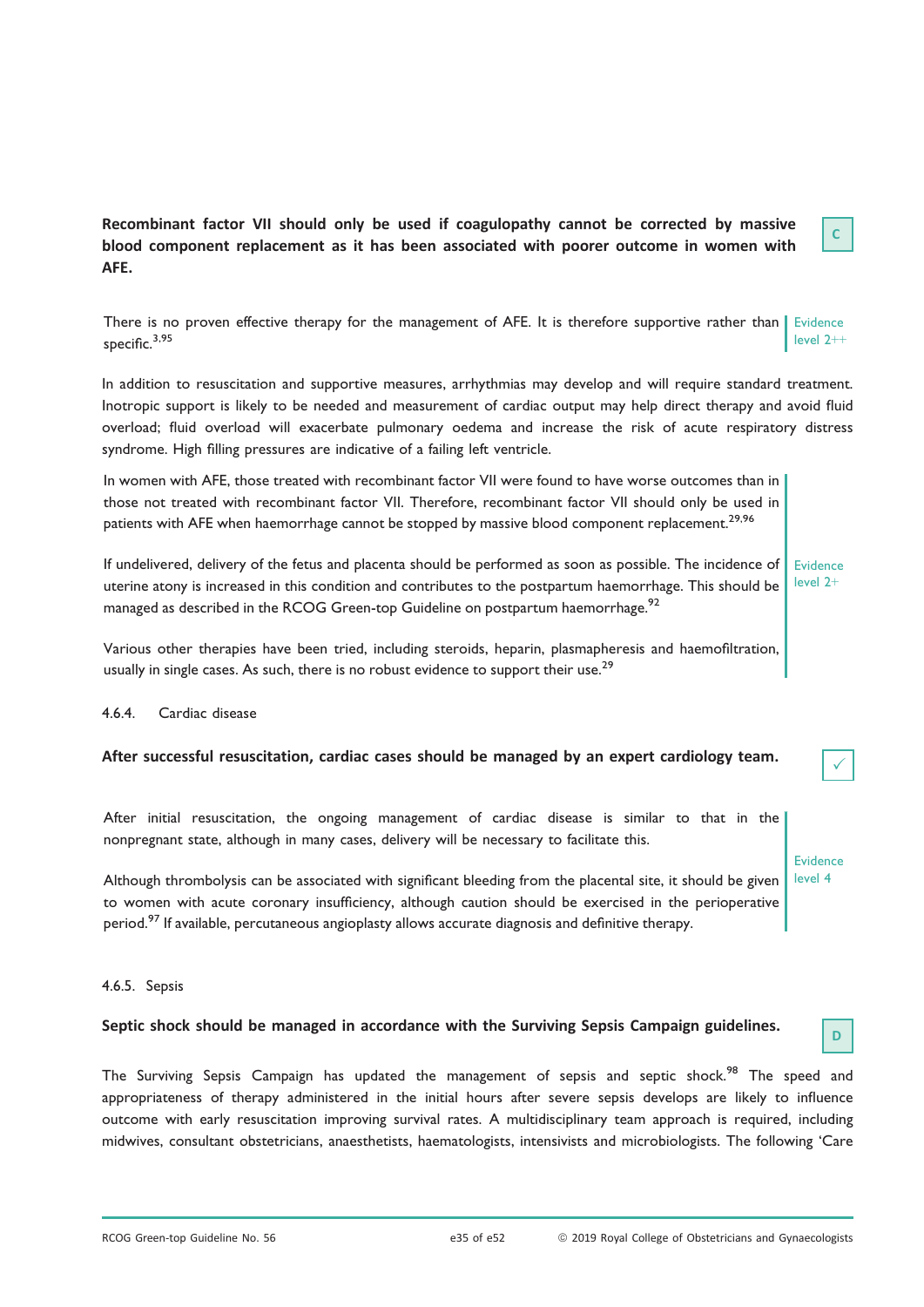**Recombinant factor VII should only be used if coagulopathy cannot be corrected by massive blood component replacement as it has been associated with poorer outcome in women with AFE.**

C

There is no proven effective therapy for the management of AFE. It is therefore supportive rather than specific.[3,95]

Evidence level 2++

In addition to resuscitation and supportive measures, arrhythmias may develop and will require standard treatment. Inotropic support is likely to be needed and measurement of cardiac output may help direct therapy and avoid fluid overload; fluid overload will exacerbate pulmonary oedema and increase the risk of acute respiratory distress syndrome. High filling pressures are indicative of a failing left ventricle.

In women with AFE, those treated with recombinant factor VII were found to have worse outcomes than in those not treated with recombinant factor VII. Therefore, recombinant factor VII should only be used in patients with AFE when haemorrhage cannot be stopped by massive blood component replacement.[29,96]

If undelivered, delivery of the fetus and placenta should be performed as soon as possible. The incidence of uterine atony is increased in this condition and contributes to the postpartum haemorrhage. This should be managed as described in the RCOG Green-top Guideline on postpartum haemorrhage.[92]

Various other therapies have been tried, including steroids, heparin, plasmapheresis and haemofiltration, usually in single cases. As such, there is no robust evidence to support their use.[29]

Evidence level 2+

#### 4.6.4. Cardiac disease

**After successful resuscitation, cardiac cases should be managed by an expert cardiology team.**

✓

After initial resuscitation, the ongoing management of cardiac disease is similar to that in the nonpregnant state, although in many cases, delivery will be necessary to facilitate this.

Although thrombolysis can be associated with significant bleeding from the placental site, it should be given to women with acute coronary insufficiency, although caution should be exercised in the perioperative period.[97] If available, percutaneous angioplasty allows accurate diagnosis and definitive therapy.

Evidence level 4

#### 4.6.5. Sepsis

**Septic shock should be managed in accordance with the Surviving Sepsis Campaign guidelines.**

D

The Surviving Sepsis Campaign has updated the management of sepsis and septic shock.[98] The speed and appropriateness of therapy administered in the initial hours after severe sepsis develops are likely to influence outcome with early resuscitation improving survival rates. A multidisciplinary team approach is required, including midwives, consultant obstetricians, anaesthetists, haematologists, intensivists and microbiologists. The following 'Care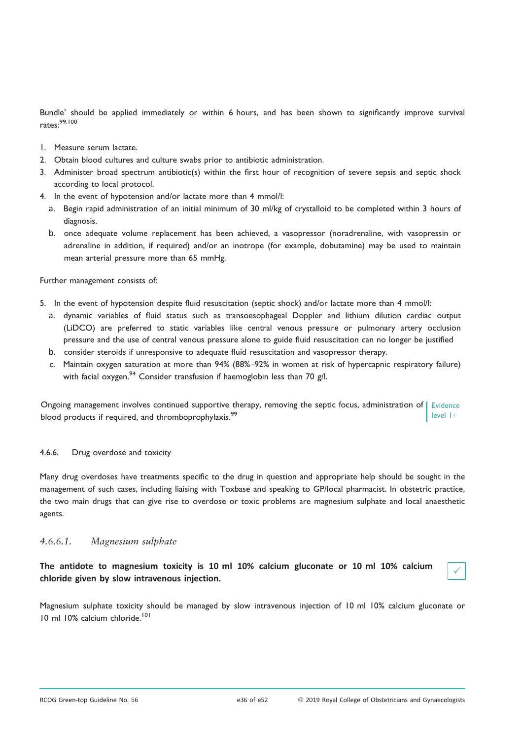Bundle' should be applied immediately or within 6 hours, and has been shown to significantly improve survival rates:[99,100]

1. Measure serum lactate.
2. Obtain blood cultures and culture swabs prior to antibiotic administration.
3. Administer broad spectrum antibiotic(s) within the first hour of recognition of severe sepsis and septic shock according to local protocol.
4. In the event of hypotension and/or lactate more than 4 mmol/l:
   a. Begin rapid administration of an initial minimum of 30 ml/kg of crystalloid to be completed within 3 hours of diagnosis.
   b. once adequate volume replacement has been achieved, a vasopressor (noradrenaline, with vasopressin or adrenaline in addition, if required) and/or an inotrope (for example, dobutamine) may be used to maintain mean arterial pressure more than 65 mmHg.

Further management consists of:

5. In the event of hypotension despite fluid resuscitation (septic shock) and/or lactate more than 4 mmol/l:
   a. dynamic variables of fluid status such as transoesophageal Doppler and lithium dilution cardiac output (LiDCO) are preferred to static variables like central venous pressure or pulmonary artery occlusion pressure and the use of central venous pressure alone to guide fluid resuscitation can no longer be justified
   b. consider steroids if unresponsive to adequate fluid resuscitation and vasopressor therapy.
   c. Maintain oxygen saturation at more than 94% (88%–92% in women at risk of hypercapnic respiratory failure) with facial oxygen.[94] Consider transfusion if haemoglobin less than 70 g/l.

Ongoing management involves continued supportive therapy, removing the septic focus, administration of blood products if required, and thromboprophylaxis.[99]

Evidence level 1+

#### 4.6.6. Drug overdose and toxicity

Many drug overdoses have treatments specific to the drug in question and appropriate help should be sought in the management of such cases, including liaising with Toxbase and speaking to GP/local pharmacist. In obstetric practice, the two main drugs that can give rise to overdose or toxic problems are magnesium sulphate and local anaesthetic agents.

##### *4.6.6.1. Magnesium sulphate*

**The antidote to magnesium toxicity is 10 ml 10% calcium gluconate or 10 ml 10% calcium chloride given by slow intravenous injection.** ✓

Magnesium sulphate toxicity should be managed by slow intravenous injection of 10 ml 10% calcium gluconate or 10 ml 10% calcium chloride.[101]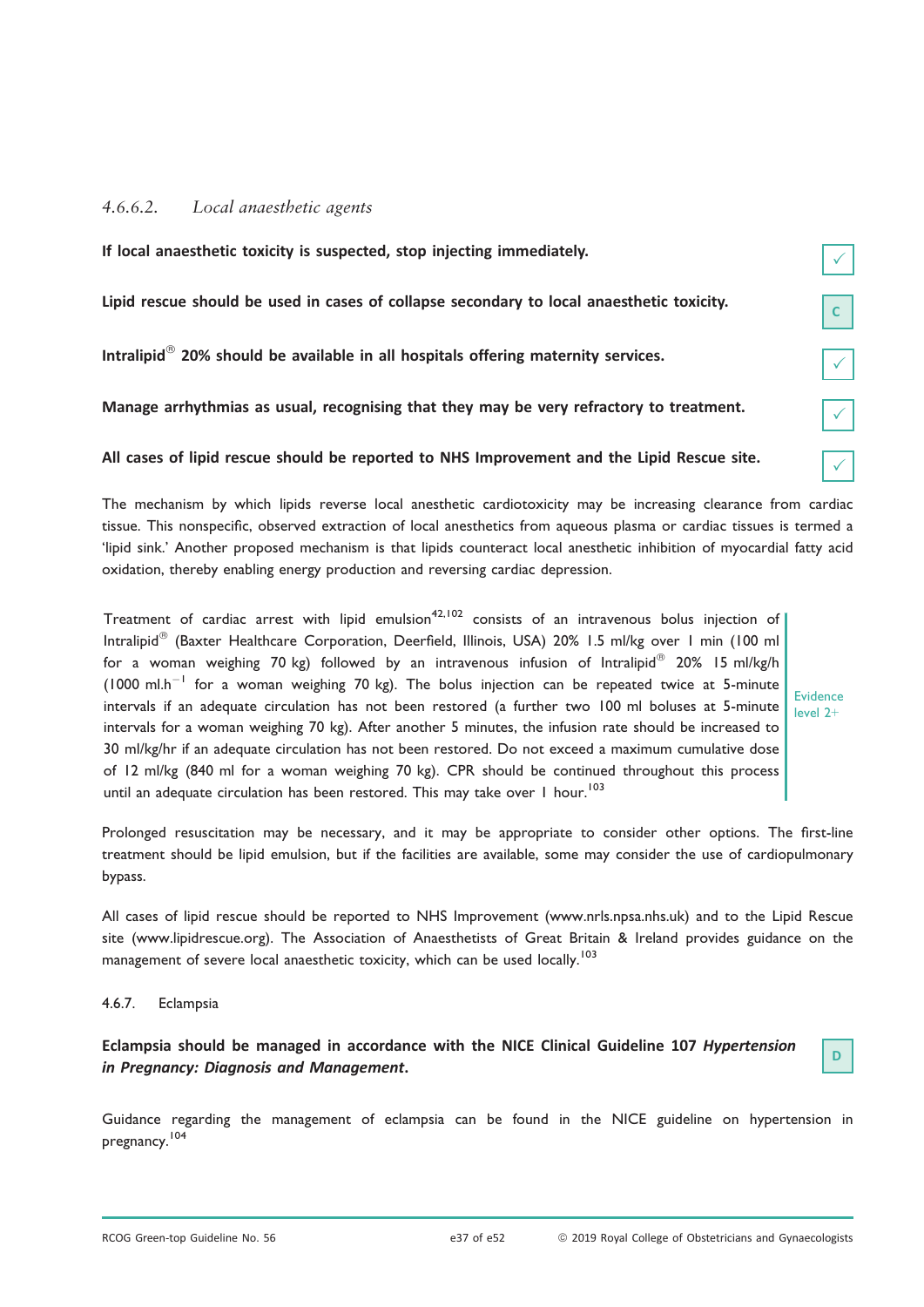#### 4.6.6.2. *Local anaesthetic agents*

**If local anaesthetic toxicity is suspected, stop injecting immediately.** ✓

**Lipid rescue should be used in cases of collapse secondary to local anaesthetic toxicity.** C

**Intralipid® 20% should be available in all hospitals offering maternity services.** ✓

**Manage arrhythmias as usual, recognising that they may be very refractory to treatment.** ✓

**All cases of lipid rescue should be reported to NHS Improvement and the Lipid Rescue site.** ✓

The mechanism by which lipids reverse local anesthetic cardiotoxicity may be increasing clearance from cardiac tissue. This nonspecific, observed extraction of local anesthetics from aqueous plasma or cardiac tissues is termed a 'lipid sink.' Another proposed mechanism is that lipids counteract local anesthetic inhibition of myocardial fatty acid oxidation, thereby enabling energy production and reversing cardiac depression.

Treatment of cardiac arrest with lipid emulsion[42,102] consists of an intravenous bolus injection of Intralipid® (Baxter Healthcare Corporation, Deerfield, Illinois, USA) 20% 1.5 ml/kg over 1 min (100 ml for a woman weighing 70 kg) followed by an intravenous infusion of Intralipid® 20% 15 ml/kg/h (1000 ml.h$^{-1}$ for a woman weighing 70 kg). The bolus injection can be repeated twice at 5-minute intervals if an adequate circulation has not been restored (a further two 100 ml boluses at 5-minute intervals for a woman weighing 70 kg). After another 5 minutes, the infusion rate should be increased to 30 ml/kg/hr if an adequate circulation has not been restored. Do not exceed a maximum cumulative dose of 12 ml/kg (840 ml for a woman weighing 70 kg). CPR should be continued throughout this process until an adequate circulation has been restored. This may take over 1 hour.[103]

Evidence level 2+

Prolonged resuscitation may be necessary, and it may be appropriate to consider other options. The first-line treatment should be lipid emulsion, but if the facilities are available, some may consider the use of cardiopulmonary bypass.

All cases of lipid rescue should be reported to NHS Improvement (www.nrls.npsa.nhs.uk) and to the Lipid Rescue site (www.lipidrescue.org). The Association of Anaesthetists of Great Britain & Ireland provides guidance on the management of severe local anaesthetic toxicity, which can be used locally.[103]

### 4.6.7. Eclampsia

**Eclampsia should be managed in accordance with the NICE Clinical Guideline 107 *Hypertension in Pregnancy: Diagnosis and Management*.** D

Guidance regarding the management of eclampsia can be found in the NICE guideline on hypertension in pregnancy.[104]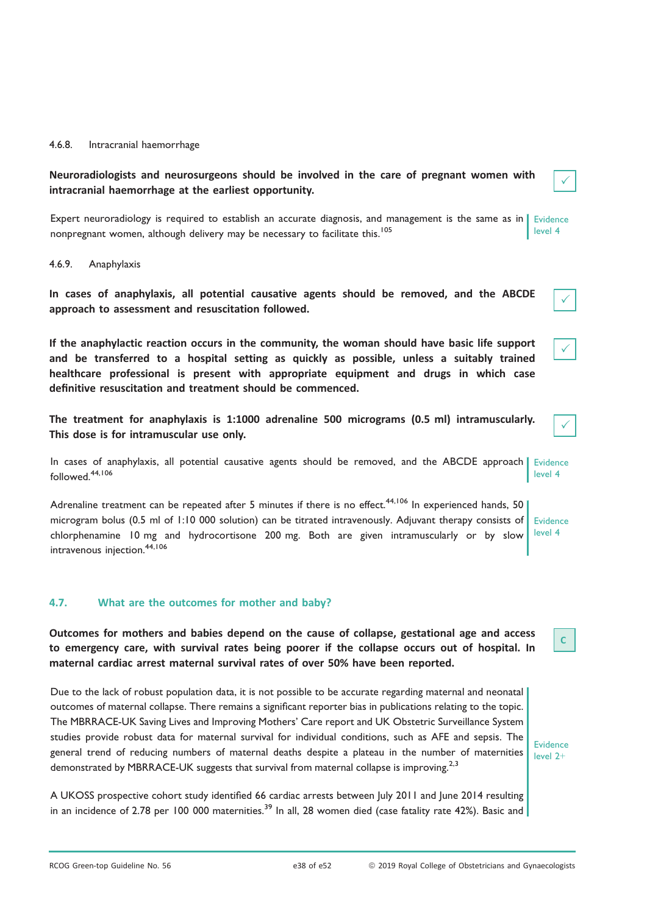#### 4.6.8. Intracranial haemorrhage

**Neuroradiologists and neurosurgeons should be involved in the care of pregnant women with intracranial haemorrhage at the earliest opportunity.** ✓

Expert neuroradiology is required to establish an accurate diagnosis, and management is the same as in nonpregnant women, although delivery may be necessary to facilitate this.[105]

Evidence level 4

#### 4.6.9. Anaphylaxis

**In cases of anaphylaxis, all potential causative agents should be removed, and the ABCDE approach to assessment and resuscitation followed.** ✓

**If the anaphylactic reaction occurs in the community, the woman should have basic life support and be transferred to a hospital setting as quickly as possible, unless a suitably trained healthcare professional is present with appropriate equipment and drugs in which case definitive resuscitation and treatment should be commenced.** ✓

**The treatment for anaphylaxis is 1:1000 adrenaline 500 micrograms (0.5 ml) intramuscularly. This dose is for intramuscular use only.** ✓

In cases of anaphylaxis, all potential causative agents should be removed, and the ABCDE approach followed.[44,106]

Evidence level 4

Adrenaline treatment can be repeated after 5 minutes if there is no effect.[44,106] In experienced hands, 50 microgram bolus (0.5 ml of 1:10 000 solution) can be titrated intravenously. Adjuvant therapy consists of chlorphenamine 10 mg and hydrocortisone 200 mg. Both are given intramuscularly or by slow intravenous injection.[44,106]

Evidence level 4

### 4.7. What are the outcomes for mother and baby?

**Outcomes for mothers and babies depend on the cause of collapse, gestational age and access to emergency care, with survival rates being poorer if the collapse occurs out of hospital. In maternal cardiac arrest maternal survival rates of over 50% have been reported.** C

Due to the lack of robust population data, it is not possible to be accurate regarding maternal and neonatal outcomes of maternal collapse. There remains a significant reporter bias in publications relating to the topic. The MBRRACE-UK Saving Lives and Improving Mothers' Care report and UK Obstetric Surveillance System studies provide robust data for maternal survival for individual conditions, such as AFE and sepsis. The general trend of reducing numbers of maternal deaths despite a plateau in the number of maternities demonstrated by MBRRACE-UK suggests that survival from maternal collapse is improving.[2,3]

Evidence level 2+

A UKOSS prospective cohort study identified 66 cardiac arrests between July 2011 and June 2014 resulting in an incidence of 2.78 per 100 000 maternities.[39] In all, 28 women died (case fatality rate 42%). Basic and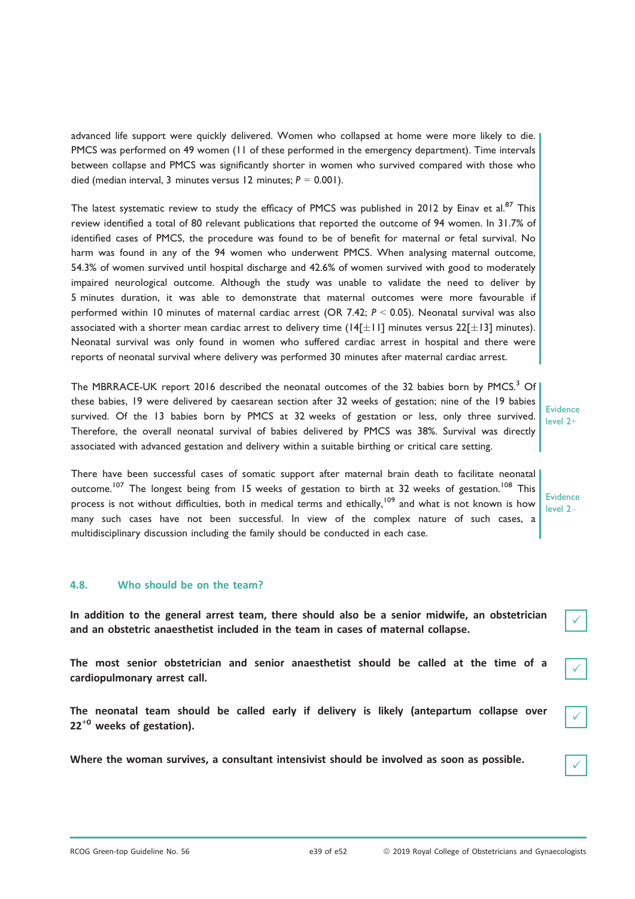advanced life support were quickly delivered. Women who collapsed at home were more likely to die. PMCS was performed on 49 women (11 of these performed in the emergency department). Time intervals between collapse and PMCS was significantly shorter in women who survived compared with those who died (median interval, 3 minutes versus 12 minutes; $P = 0.001$).

The latest systematic review to study the efficacy of PMCS was published in 2012 by Einav et al.[87] This review identified a total of 80 relevant publications that reported the outcome of 94 women. In 31.7% of identified cases of PMCS, the procedure was found to be of benefit for maternal or fetal survival. No harm was found in any of the 94 women who underwent PMCS. When analysing maternal outcome, 54.3% of women survived until hospital discharge and 42.6% of women survived with good to moderately impaired neurological outcome. Although the study was unable to validate the need to deliver by 5 minutes duration, it was able to demonstrate that maternal outcomes were more favourable if performed within 10 minutes of maternal cardiac arrest (OR 7.42; $P < 0.05$). Neonatal survival was also associated with a shorter mean cardiac arrest to delivery time (14[±11] minutes versus 22[±13] minutes). Neonatal survival was only found in women who suffered cardiac arrest in hospital and there were reports of neonatal survival where delivery was performed 30 minutes after maternal cardiac arrest.

The MBRRACE-UK report 2016 described the neonatal outcomes of the 32 babies born by PMCS.[3] Of these babies, 19 were delivered by caesarean section after 32 weeks of gestation; nine of the 19 babies survived. Of the 13 babies born by PMCS at 32 weeks of gestation or less, only three survived. Therefore, the overall neonatal survival of babies delivered by PMCS was 38%. Survival was directly associated with advanced gestation and delivery within a suitable birthing or critical care setting.

Evidence level 2+

There have been successful cases of somatic support after maternal brain death to facilitate neonatal outcome.[107] The longest being from 15 weeks of gestation to birth at 32 weeks of gestation.[108] This process is not without difficulties, both in medical terms and ethically,[109] and what is not known is how many such cases have not been successful. In view of the complex nature of such cases, a multidisciplinary discussion including the family should be conducted in each case.

Evidence level 2–

### 4.8. Who should be on the team?

**In addition to the general arrest team, there should also be a senior midwife, an obstetrician and an obstetric anaesthetist included in the team in cases of maternal collapse.** ✓

**The most senior obstetrician and senior anaesthetist should be called at the time of a cardiopulmonary arrest call.** ✓

**The neonatal team should be called early if delivery is likely (antepartum collapse over $22^{+0}$ weeks of gestation).** ✓

**Where the woman survives, a consultant intensivist should be involved as soon as possible.** ✓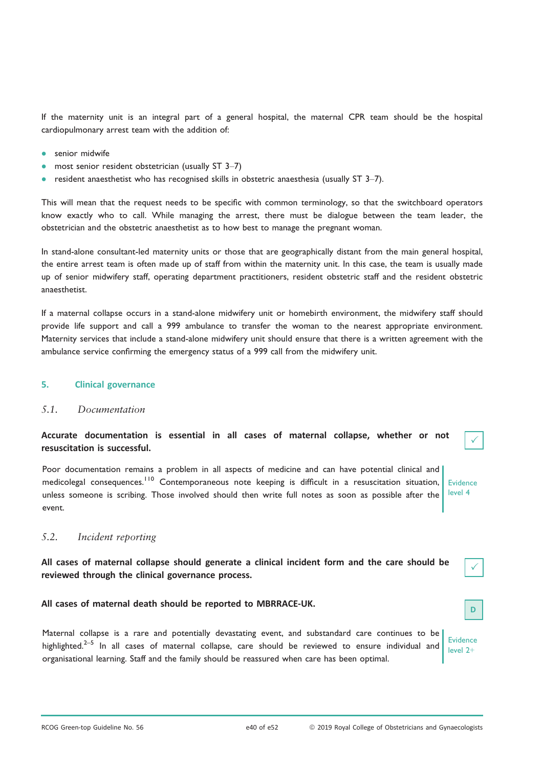If the maternity unit is an integral part of a general hospital, the maternal CPR team should be the hospital cardiopulmonary arrest team with the addition of:

- senior midwife
- most senior resident obstetrician (usually ST 3–7)
- resident anaesthetist who has recognised skills in obstetric anaesthesia (usually ST 3–7).

This will mean that the request needs to be specific with common terminology, so that the switchboard operators know exactly who to call. While managing the arrest, there must be dialogue between the team leader, the obstetrician and the obstetric anaesthetist as to how best to manage the pregnant woman.

In stand-alone consultant-led maternity units or those that are geographically distant from the main general hospital, the entire arrest team is often made up of staff from within the maternity unit. In this case, the team is usually made up of senior midwifery staff, operating department practitioners, resident obstetric staff and the resident obstetric anaesthetist.

If a maternal collapse occurs in a stand-alone midwifery unit or homebirth environment, the midwifery staff should provide life support and call a 999 ambulance to transfer the woman to the nearest appropriate environment. Maternity services that include a stand-alone midwifery unit should ensure that there is a written agreement with the ambulance service confirming the emergency status of a 999 call from the midwifery unit.

## 5. Clinical governance

### *5.1. Documentation*

**Accurate documentation is essential in all cases of maternal collapse, whether or not resuscitation is successful.** ✓

Poor documentation remains a problem in all aspects of medicine and can have potential clinical and medicolegal consequences.[110] Contemporaneous note keeping is difficult in a resuscitation situation, unless someone is scribing. Those involved should then write full notes as soon as possible after the event.

Evidence level 4

### *5.2. Incident reporting*

**All cases of maternal collapse should generate a clinical incident form and the care should be reviewed through the clinical governance process.** ✓

**All cases of maternal death should be reported to MBRRACE-UK.** D

Maternal collapse is a rare and potentially devastating event, and substandard care continues to be highlighted.[2–5] In all cases of maternal collapse, care should be reviewed to ensure individual and organisational learning. Staff and the family should be reassured when care has been optimal.

Evidence level 2+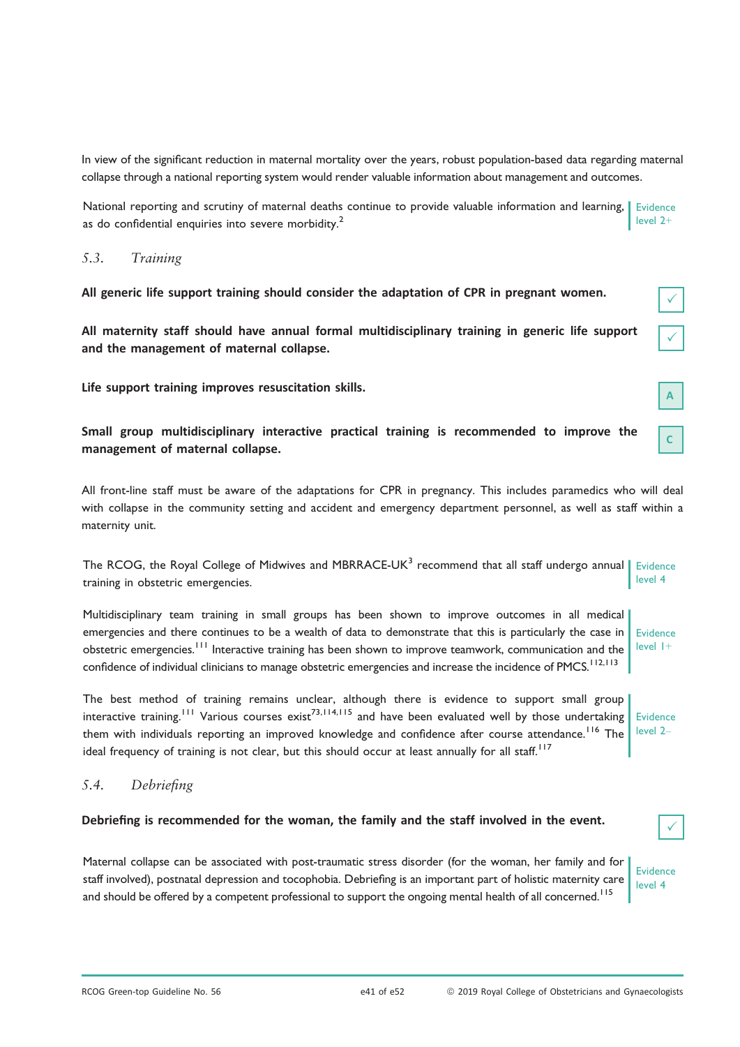In view of the significant reduction in maternal mortality over the years, robust population-based data regarding maternal collapse through a national reporting system would render valuable information about management and outcomes.

National reporting and scrutiny of maternal deaths continue to provide valuable information and learning, as do confidential enquiries into severe morbidity.[2]

Evidence level 2+

## 5.3. *Training*

**All generic life support training should consider the adaptation of CPR in pregnant women.** ✓

**All maternity staff should have annual formal multidisciplinary training in generic life support and the management of maternal collapse.** ✓

**Life support training improves resuscitation skills.** A

**Small group multidisciplinary interactive practical training is recommended to improve the management of maternal collapse.** C

All front-line staff must be aware of the adaptations for CPR in pregnancy. This includes paramedics who will deal with collapse in the community setting and accident and emergency department personnel, as well as staff within a maternity unit.

The RCOG, the Royal College of Midwives and MBRRACE-UK[3] recommend that all staff undergo annual training in obstetric emergencies.

Evidence level 4

Multidisciplinary team training in small groups has been shown to improve outcomes in all medical emergencies and there continues to be a wealth of data to demonstrate that this is particularly the case in obstetric emergencies.[111] Interactive training has been shown to improve teamwork, communication and the confidence of individual clinicians to manage obstetric emergencies and increase the incidence of PMCS.[112,113]

Evidence level 1+

The best method of training remains unclear, although there is evidence to support small group interactive training.[111] Various courses exist[73,114,115] and have been evaluated well by those undertaking them with individuals reporting an improved knowledge and confidence after course attendance.[116] The ideal frequency of training is not clear, but this should occur at least annually for all staff.[117]

Evidence level 2–

## 5.4. *Debriefing*

**Debriefing is recommended for the woman, the family and the staff involved in the event.** ✓

Maternal collapse can be associated with post-traumatic stress disorder (for the woman, her family and for staff involved), postnatal depression and tocophobia. Debriefing is an important part of holistic maternity care and should be offered by a competent professional to support the ongoing mental health of all concerned.[115]

Evidence level 4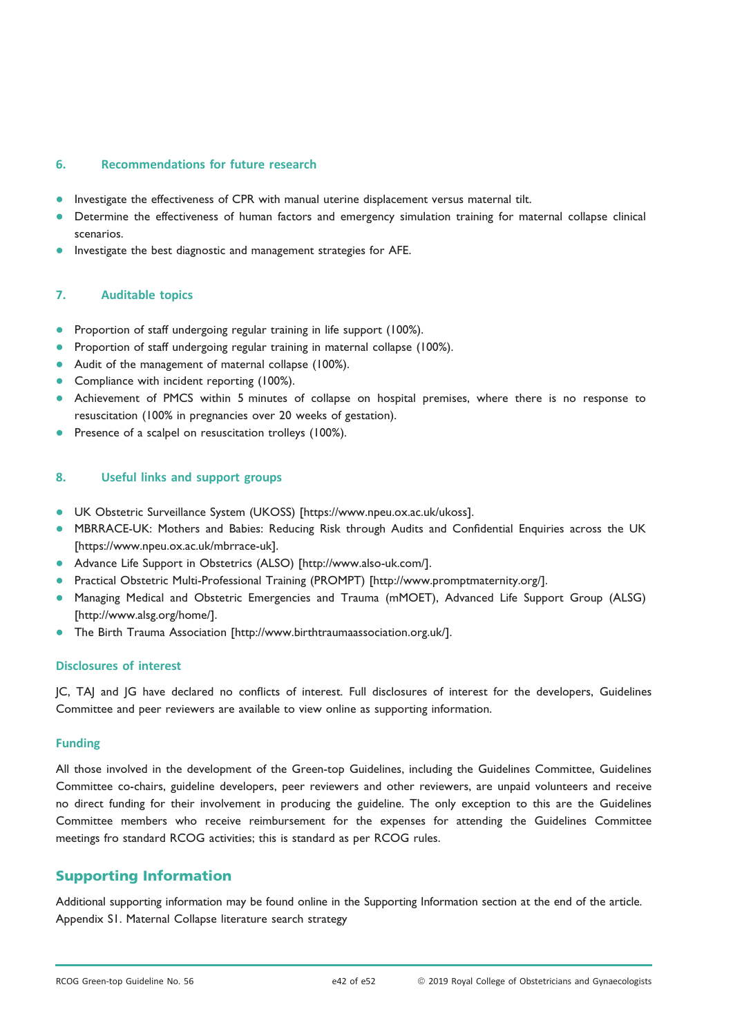## 6. Recommendations for future research

- Investigate the effectiveness of CPR with manual uterine displacement versus maternal tilt.
- Determine the effectiveness of human factors and emergency simulation training for maternal collapse clinical scenarios.
- Investigate the best diagnostic and management strategies for AFE.

## 7. Auditable topics

- Proportion of staff undergoing regular training in life support (100%).
- Proportion of staff undergoing regular training in maternal collapse (100%).
- Audit of the management of maternal collapse (100%).
- Compliance with incident reporting (100%).
- Achievement of PMCS within 5 minutes of collapse on hospital premises, where there is no response to resuscitation (100% in pregnancies over 20 weeks of gestation).
- Presence of a scalpel on resuscitation trolleys (100%).

## 8. Useful links and support groups

- UK Obstetric Surveillance System (UKOSS) [https://www.npeu.ox.ac.uk/ukoss].
- MBRRACE-UK: Mothers and Babies: Reducing Risk through Audits and Confidential Enquiries across the UK [https://www.npeu.ox.ac.uk/mbrrace-uk].
- Advance Life Support in Obstetrics (ALSO) [http://www.also-uk.com/].
- Practical Obstetric Multi-Professional Training (PROMPT) [http://www.promptmaternity.org/].
- Managing Medical and Obstetric Emergencies and Trauma (mMOET), Advanced Life Support Group (ALSG) [http://www.alsg.org/home/].
- The Birth Trauma Association [http://www.birthtraumaassociation.org.uk/].

### Disclosures of interest

JC, TAJ and JG have declared no conflicts of interest. Full disclosures of interest for the developers, Guidelines Committee and peer reviewers are available to view online as supporting information.

### Funding

All those involved in the development of the Green-top Guidelines, including the Guidelines Committee, Guidelines Committee co-chairs, guideline developers, peer reviewers and other reviewers, are unpaid volunteers and receive no direct funding for their involvement in producing the guideline. The only exception to this are the Guidelines Committee members who receive reimbursement for the expenses for attending the Guidelines Committee meetings fro standard RCOG activities; this is standard as per RCOG rules.

## Supporting Information

Additional supporting information may be found online in the Supporting Information section at the end of the article.
Appendix S1. Maternal Collapse literature search strategy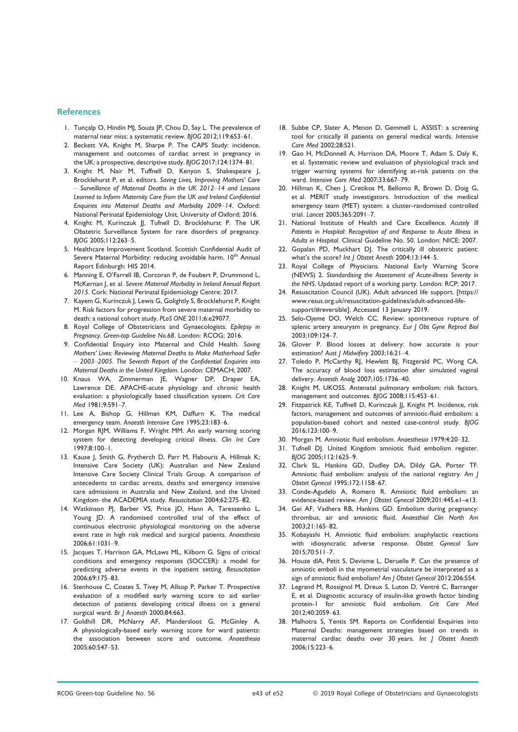## References

1. Tunçalp O, Hindin MJ, Souza JP, Chou D, Say L. The prevalence of maternal near miss: a systematic review. *BJOG* 2012;119:653–61.
2. Beckett VA, Knight M, Sharpe P. The CAPS Study: incidence, management and outcomes of cardiac arrest in pregnancy in the UK: a prospective, descriptive study. *BJOG* 2017;124:1374–81.
3. Knight M, Nair M, Tuffnell D, Kenyon S, Shakespeare J, Brocklehurst P, et al. editors. *Saving Lives, Improving Mothers' Care – Surveillance of Maternal Deaths in the UK 2012–14 and Lessons Learned to Inform Maternity Care from the UK and Ireland Confidential Enquiries into Maternal Deaths and Morbidity 2009–14*. Oxford: National Perinatal Epidemiology Unit, University of Oxford; 2016.
4. Knight M, Kurinczuk JJ, Tufnell D, Brocklehurst P. The UK Obstetric Surveillance System for rare disorders of pregnancy. *BJOG* 2005;112:263–5.
5. Healthcare Improvement Scotland. Scottish Confidential Audit of Severe Maternal Morbidity: reducing avoidable harm. 10th Annual Report Edinburgh: HIS 2014.
6. Manning E, O'Farrell IB, Corcoran P, de Foubert P, Drummond L, McKernan J, et al. *Severe Maternal Morbidity in Ireland Annual Report 2015*. Cork: National Perinatal Epidemiology Centre; 2017.
7. Kayem G, Kurinczuk J, Lewis G, Golightly S, Brocklehurst P, Knight M. Risk factors for progression from severe maternal morbidity to death: a national cohort study. *PLoS ONE* 2011;6:e29077.
8. Royal College of Obstetricians and Gynaecologists. *Epilepsy in Pregnancy. Green-top Guideline No.68*. London: RCOG; 2016.
9. Confidential Enquiry into Maternal and Child Health. *Saving Mothers' Lives: Reviewing Maternal Deaths to Make Motherhood Safer – 2003–2005. The Seventh Report of the Confidential Enquiries into Maternal Deaths in the United Kingdom*. London: CEMACH; 2007.
10. Knaus WA, Zimmerman JE, Wagner DP, Draper EA, Lawrence DE. APACHE-acute physiology and chronic health evaluation: a physiologically based classification system. *Crit Care Med* 1981;9:591–7.
11. Lee A, Bishop G, Hillman KM, Daffurn K. The medical emergency team. *Anaesth Intensive Care* 1995;23:183–6.
12. Morgan RJM, Williams F, Wright MM. An early warning scoring system for detecting developing critical illness. *Clin Int Care* 1997;8:100–1.
13. Kause J, Smith G, Prytherch D, Parr M, Flabouris A, Hillmak K; Intensive Care Society (UK); Australian and New Zealand Intensive Care Society Clinical Trials Group. A comparison of antecedents to cardiac arrests, deaths and emergency intensive care admissions in Australia and New Zealand, and the United Kingdom–the ACADEMIA study. *Resuscitation* 2004;62:275–82.
14. Watkinson PJ, Barber VS, Price JD, Hann A, Taressenko L, Young JD. A randomised controlled trial of the effect of continuous electronic physiological monitoring on the adverse event rate in high risk medical and surgical patients. *Anaesthesia* 2006;61:1031–9.
15. Jacques T, Harrison GA, McLaws ML, Kilborn G. Signs of critical conditions and emergency responses (SOCCER): a model for predicting adverse events in the inpatient setting. *Resuscitation* 2006;69:175–83.
16. Stenhouse C, Coates S, Tivey M, Allsop P, Parker T. Prospective evaluation of a modified early warning score to aid earlier detection of patients developing critical illness on a general surgical ward. *Br J Anaesth* 2000;84:663.
17. Goldhill DR, McNarry AF, Mandersloot G, McGinley A. A physiologically-based early warning score for ward patients: the association between score and outcome. *Anaesthesia* 2005;60:547–53.
18. Subbe CP, Slater A, Menon D, Gemmell L. ASSIST: a screening tool for critically ill patients on general medical wards. *Intensive Care Med* 2002;28:S21.
19. Gao H, McDonnell A, Harrison DA, Moore T, Adam S, Daly K, et al. Systematic review and evaluation of physiological track and trigger warning systems for identifying at-risk patients on the ward. *Intensive Care Med* 2007;33:667–79.
20. Hillman K, Chen J, Cretikos M, Bellomo R, Brown D, Doig G, et al. MERIT study investigators. Introduction of the medical emergency team (MET) system: a cluster-randomised controlled trial. *Lancet* 2005;365:2091–7.
21. National Institute of Health and Care Excellence. *Acutely Ill Patients in Hospital: Recognition of and Response to Acute Illness in Adults in Hospital*. Clinical Guideline No. 50. London: NICE; 2007.
22. Gopalan PD, Muckhart DJ. The critically ill obstetric patient: what's the score? *Int J Obstet Anesth* 2004;13:144–5.
23. Royal College of Physicians. National Early Warning Score (NEWS) 2. *Standardising the Assessment of Acute-illness Severity in the NHS*. Updated report of a working party. London: RCP; 2017.
24. Resuscitation Council (UK). Adult advanced life support. [https://www.resus.org.uk/resuscitation-guidelines/adult-advanced-life-support/#reversible]. Accessed 13 January 2019.
25. Selo-Ojeme DO, Welch CC. Review: spontaneous rupture of splenic artery aneurysm in pregnancy. *Eur J Obs Gyne Reprod Biol* 2003;109:124–7.
26. Glover P. Blood losses at delivery: how accurate is your estimation? *Aust J Midwifery* 2003;16:21–4.
27. Toledo P, McCarthy RJ, Hewlett BJ, Fitzgerald PC, Wong CA. The accuracy of blood loss estimation after simulated vaginal delivery. *Anaesth Analg* 2007;105:1736–40.
28. Knight M, UKOSS. Antenatal pulmonary embolism: risk factors, management and outcomes. *BJOG* 2008;115:453–61.
29. Fitzpatrick KE, Tuffnell D, Kurinczuk JJ, Knight M. Incidence, risk factors, management and outcomes of amniotic-fluid embolism: a population-based cohort and nested case-control study. *BJOG* 2016;123:100–9.
30. Morgan M. Amniotic fluid embolism. *Anaesthesia* 1979;4:20–32.
31. Tufnell DJ. United Kingdom amniotic fluid embolism register. *BJOG* 2005;112:1625–9.
32. Clark SL, Hankins GD, Dudley DA, Dildy GA, Porter TF. Amniotic fluid embolism: analysis of the national registry. *Am J Obstet Gynecol* 1995;172:1158–67.
33. Conde-Agudelo A, Romero R. Amniotic fluid embolism: an evidence-based review. *Am J Obstet Gynecol* 2009;201:445.e1–e13.
34. Gei AF, Vadhera RB, Hankins GD. Embolism during pregnancy: thrombus, air and amniotic fluid. *Anaesthiol Clin North Am* 2003;21:165–82.
35. Kobayashi H. Amniotic fluid embolism: anaphylactic reactions with idiosyncratic adverse response. *Obstet Gynecol Surv* 2015;70:511–7.
36. Houze dlA, Petit S, Devisme L, Deruelle P. Can the presence of amniotic emboli in the myometrial vasculature be interpreted as a sign of amniotic fluid embolism? *Am J Obstet Gynecol* 2012:206:S54.
37. Legrand M, Rossignol M, Dreux S, Luton D, Ventré C, Barranger E, et al. Diagnostic accuracy of insulin-like growth factor binding protein-1 for amniotic fluid embolism. *Crit Care Med* 2012;40:2059–63.
38. Malhotra S, Yentis SM. Reports on Confidential Enquiries into Maternal Deaths: management strategies based on trends in maternal cardiac deaths over 30 years. *Int J Obstet Anesth* 2006;15:223–6.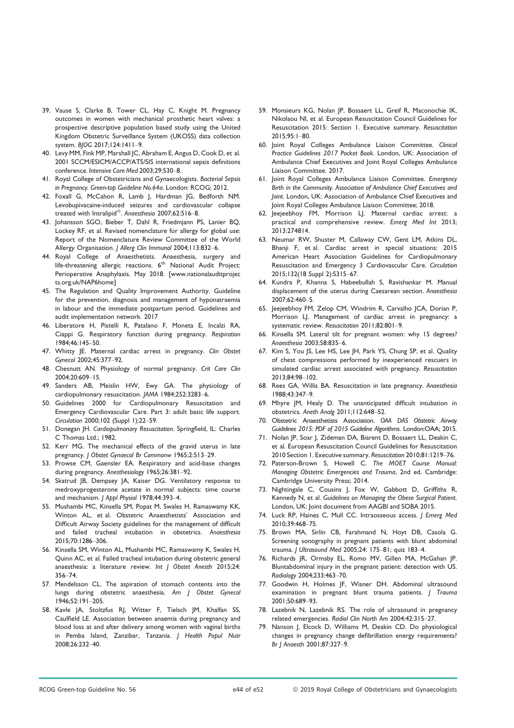39. Vause S, Clarke B, Tower CL, Hay C, Knight M. Pregnancy outcomes in women with mechanical prosthetic heart valves: a prospective descriptive population based study using the United Kingdom Obstetric Surveillance System (UKOSS) data collection system. *BJOG* 2017;124:1411–9.
40. Levy MM, Fink MP, Marshall JC, Abraham E, Angus D, Cook D, et al. 2001 SCCM/ESICM/ACCP/ATS/SIS international sepsis definitions conference. *Intensive Care Med* 2003;29:530–8.
41. Royal College of Obstetricians and Gynaecologists. *Bacterial Sepsis in Pregnancy. Green-top Guideline No.64a*. London: RCOG; 2012.
42. Foxall G, McCahon R, Lamb J, Hardman JG, Bedforth NM. Levobupivacaine-induced seizures and cardiovascular collapse treated with Intralipid®. *Anaesthesia* 2007;62:516–8.
43. Johansson SGO, Bieber T, Dahl R, Friedmjann PS, Lanier BQ, Lockey RF, et al. Revised nomenclature for allergy for global use: Report of the Nomenclature Review Committee of the World Allergy Organisation. *J Allerg Clin Immunol* 2004;113:832–6.
44. Royal College of Anaesthetists. Anaesthesia, surgery and life-threatening allergic reactions. 6th National Audit Project: Perioperative Anaphylaxis. May 2018. [www.nationalauditprojects.org.uk/NAP6home]
45. The Regulation and Quality Improvement Authority. Guideline for the prevention, diagnosis and management of hyponatraemia in labour and the immediate postpartum period. Guidelines and audit implementation network. 2017
46. Liberatore H, Pistelli R, Patalano F, Moneta E, Incalzi RA, Ciappi G. Respiratory function during pregnancy. *Respiration* 1984;46:145–50.
47. Whitty JE. Maternal cardiac arrest in pregnancy. *Clin Obstet Gynecol* 2002;45:377–92.
48. Chesnutt AN. Physiology of normal pregnancy. *Crit Care Clin* 2004;20:609–15.
49. Sanders AB, Meislin HW, Ewy GA. The physiology of cardiopulmonary resuscitation. *JAMA* 1984;252:3283–6.
50. Guidelines 2000 for Cardiopulmonary Resuscitation and Emergency Cardiovascular Care. Part 3: adult basic life support. *Circulation* 2000;102 (Suppl 1);22–59.
51. Donegan JH. *Cardiopulmonary Resuscitation*. Springfield, IL: Charles C Thomas Ltd.; 1982.
52. Kerr MG. The mechanical effects of the gravid uterus in late pregnancy. *J Obstet Gynaecol Br Commonw* 1965;2:513–29.
53. Prowse CM, Gaensler EA. Respiratory and acid-base changes during pregnancy. *Anesthesiology* 1965;26:381–92.
54. Skatrud JB, Dempsey JA, Kaiser DG. Ventilatory response to medroxyprogesterone acetate in normal subjects: time course and mechanism. *J Appl Physiol* 1978;44:393–4.
55. Mushambi MC, Kinsella SM, Popat M, Swales H, Ramaswamy KK, Winton AL, et al. Obstetric Anaesthetists' Association and Difficult Airway Society guidelines for the management of difficult and failed tracheal intubation in obstetrics. *Anaesthesia* 2015;70:1286–306.
56. Kinsella SM, Winton AL, Mushambi MC, Ramaswamy K, Swales H, Quinn AC, et al. Failed tracheal intubation during obstetric general anaesthesia: a literature review. *Int J Obstet Anesth* 2015;24:356–74.
57. Mendelsson CL. The aspiration of stomach contents into the lungs during obstetric anaesthesia. *Am J Obstet Gynecol* 1946;52:191–205.
58. Kavle JA, Stoltzfus RJ, Witter F, Tielsch JM, Khalfan SS, Caulfield LE. Association between anaemia during pregnancy and blood loss at and after delivery among women with vaginal births in Pemba Island, Zanzibar, Tanzania. *J Health Popul Nutr* 2008;26:232–40.
59. Monsieurs KG, Nolan JP, Bossaert LL, Greif R, Maconochie IK, Nikolaou NI, et al. European Resuscitation Council Guidelines for Resuscitation 2015: Section 1. Executive summary. *Resuscitation* 2015;95:1–80.
60. Joint Royal Colleges Ambulance Liaison Committee. *Clinical Practice Guidelines 2017 Pocket Book*. London, UK: Association of Ambulance Chief Executives and Joint Royal Colleges Ambulance Liaison Committee. 2017.
61. Joint Royal Colleges Ambulance Liaison Committee. *Emergency Birth in the Community. Association of Ambulance Chief Executives and Joint*. London, UK: Association of Ambulance Chief Executives and Joint Royal Colleges Ambulance Liaison Committee; 2018.
62. Jeejeebhoy FM, Morrison LJ. Maternal cardiac arrest: a practical and comprehensive review. *Emerg Med Int* 2013; 2013:274814.
63. Neumar RW, Shuster M, Callaway CW, Gent LM, Atkins DL, Bhanji F, et al. Cardiac arrest in special situations: 2015 American Heart Association Guidelines for Cardiopulmonary Resuscitation and Emergency 3 Cardiovascular Care. *Circulation* 2015;132(18 Suppl 2):S315–67.
64. Kundra P, Khanna S, Habeebullah S, Ravishankar M. Manual displacement of the uterus during Caesarean section. *Anaesthesia* 2007;62:460–5.
65. Jeejeebhoy FM, Zelop CM, Windrim R, Carvalho JCA, Dorian P, Morrison LJ. Management of cardiac arrest in pregnancy: a systematic review. *Resuscitation* 2011;82:801–9.
66. Kinsella SM. Lateral tilt for pregnant women: why 15 degrees? *Anaesthesia* 2003;58:835–6.
67. Kim S, You JS, Lee HS, Lee JH, Park YS, Chung SP, et al. Quality of chest compressions performed by inexperienced rescuers in simulated cardiac arrest associated with pregnancy. *Resuscitation* 2013;84:98–102.
68. Rees GA, Willis BA. Resuscitation in late pregnancy. *Anaesthesia* 1988;43:347–9.
69. Mhyre JM, Healy D. The unanticipated difficult intubation in obstetrics. *Aneth Analg* 2011;112:648–52.
70. Obstetric Anaesthetists Association. *OAA DAS Obstetric Airway Guidelines 2015: PDF of 2015 Guideline Algorithms*. London:OAA; 2015.
71. Nolan JP, Soar J, Zideman DA, Biarent D, Bossaert LL, Deakin C, et al. European Resuscitation Council Guidelines for Resuscitation 2010 Section 1. Executive summary. *Resuscitation* 2010;81:1219–76.
72. Paterson-Brown S, Howell C. *The MOET Course Manual: Managing Obstetric Emergencies and Trauma*, 2nd ed. Cambridge: Cambridge University Press; 2014.
73. Nightingale C, Cousins J, Fox W, Gabbott D, Griffiths R, Kennedy N, et al. *Guidelines on Managing the Obese Surgical Patient*. London, UK: Joint document from AAGBI and SOBA 2015.
74. Luck RP, Haines C, Mull CC. Intraosseous access. *J Emerg Med* 2010;39:468–75.
75. Brown MA, Sirlin CB, Farahmand N, Hoyt DB, Casola G. Screening sonography in pregnant patients with blunt abdominal trauma. *J Ultrasound Med* 2005;24: 175–81; quiz 183–4.
76. Richards JR, Ormsby EL, Romo MV, Gillen MA, McGahan JP. Bluntabdominal injury in the pregnant patient: detection with US. *Radiology* 2004;233:463–70.
77. Goodwin H, Holmes JF, Wisner DH. Abdominal ultrasound examination in pregnant blunt trauma patients. *J Trauma* 2001;50:689–93.
78. Lazebnik N, Lazebnik RS. The role of ultrasound in pregnancy related emergencies. *Radiol Clin North Am* 2004;42:315–27.
79. Nanson J, Elcock D, Williams M, Deakin CD. Do physiological changes in pregnancy change defibrillation energy requirements? *Br J Anaesth* 2001;87:327–9.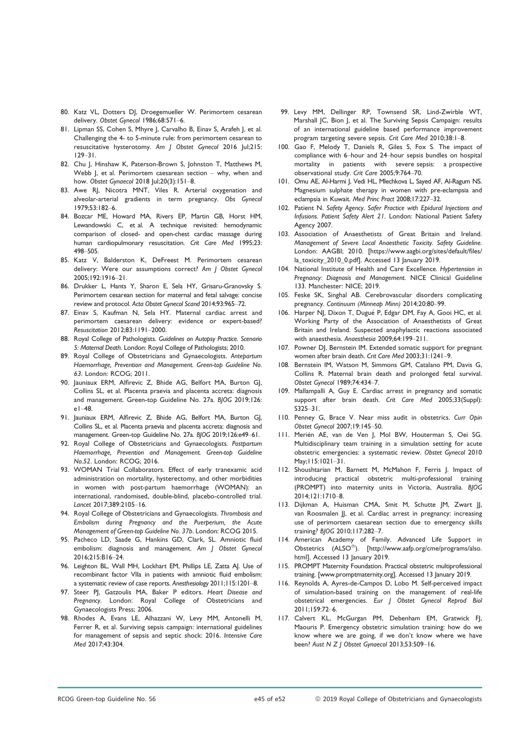80. Katz VL, Dotters DJ, Droegemueller W. Perimortem cesarean delivery. *Obstet Gynecol* 1986;68:571–6.
81. Lipman SS, Cohen S, Mhyre J, Carvalho B, Einav S, Arafeh J, et al. Challenging the 4- to 5-minute rule: from perimortem cesarean to resuscitative hysterotomy. *Am J Obstet Gynecol* 2016 Jul;215: 129–31.
82. Chu J, Hinshaw K, Paterson-Brown S, Johnston T, Matthews M, Webb J, et al. Perimortem caesarean section – why, when and how. *Obstet Gynaecol* 2018 Jul;20(3):151–8.
83. Awe RJ, Nicotra MNT, Viles R. Arterial oxygenation and alveolar-arterial gradients in term pregnancy. *Obs Gynecol* 1979;53:182–6.
84. Bozcar ME, Howard MA, Rivers EP, Martin GB, Horst HM, Lewandowski C, et al. A technique revisited: hemodynamic comparison of closed- and open-chest cardiac massage during human cardiopulmonary resuscitation. *Crit Care Med* 1995;23: 498–505.
85. Katz V, Balderston K, DeFreest M. Perimortem cesarean delivery: Were our assumptions correct? *Am J Obstet Gynecol* 2005;192:1916–21.
86. Drukker L, Hants Y, Sharon E, Sela HY, Grisaru-Granovsky S. Perimortem cesarean section for maternal and fetal salvage: concise review and protocol. *Acta Obstet Gynecol Scand* 2014;93:965–72.
87. Einav S, Kaufman N, Sela HY. Maternal cardiac arrest and perimortem caesarean delivery: evidence or expert-based? *Resuscitation* 2012;83:1191–2000.
88. Royal College of Pathologists. *Guidelines on Autopsy Practice. Scenario 5: Maternal Death*. London: Royal College of Pathologists; 2010.
89. Royal College of Obstetricians and Gynaecologists. *Antepartum Haemorrhage, Prevention and Management. Green-top Guideline No. 63*. London: RCOG; 2011.
90. Jauniaux ERM, Alfirevic Z, Bhide AG, Belfort MA, Burton GJ, Collins SL, et al. Placenta praevia and placenta accreta: diagnosis and management. Green-top Guideline No. 27a. *BJOG* 2019;126: e1–48.
91. Jauniaux ERM, Alfirevic Z, Bhide AG, Belfort MA, Burton GJ, Collins SL, et al. Placenta praevia and placenta accreta: diagnosis and management. Green-top Guideline No. 27a. *BJOG* 2019;126:e49–61.
92. Royal College of Obstetricians and Gynaecologists. *Postpartum Haemorrhage, Prevention and Management. Green-top Guideline No.52*. London: RCOG; 2016.
93. WOMAN Trial Collaborators. Effect of early tranexamic acid administration on mortality, hysterectomy, and other morbidities in women with post-partum haemorrhage (WOMAN): an international, randomised, double-blind, placebo-controlled trial. *Lancet* 2017;389:2105–16.
94. Royal College of Obstetricians and Gynaecologists. *Thrombosis and Embolism during Pregnancy and the Puerperium, the Acute Management of Green-top Guideline No. 37b*. London: RCOG 2015.
95. Pacheco LD, Saade G, Hankins GD, Clark, SL. Amniotic fluid embolism: diagnosis and management. *Am J Obstet Gynecol* 2016;215:B16–24.
96. Leighton BL, Wall MH, Lockhart EM, Phillips LE, Zatta AJ. Use of recombinant factor VIIa in patients with amniotic fluid embolism: a systematic review of case reports. *Anesthesiology* 2011;115:1201–8.
97. Steer PJ, Gatzoulis MA, Baker P editors. *Heart Disease and Pregnancy*. London: Royal College of Obstetricians and Gynaecologists Press; 2006.
98. Rhodes A, Evans LE, Alhazzani W, Levy MM, Antonelli M, Ferrer R, et al. Surviving sepsis campaign: international guidelines for management of sepsis and septic shock: 2016. *Intensive Care Med* 2017;43:304.
99. Levy MM, Dellinger RP, Townsend SR, Lind-Zwirble WT, Marshall JC, Bion J, et al. The Surviving Sepsis Campaign: results of an international guideline based performance improvement program targeting severe sepsis. *Crit Care Med* 2010;38:1–8.
100. Gao F, Melody T, Daniels R, Giles S, Fox S. The impact of compliance with 6–hour and 24–hour sepsis bundles on hospital mortality in patients with severe sepsis: a prospective observational study. *Crit Care* 2005;9:764–70.
101. Omu AE, Al-Harmi J, Vedi HL, Mlechkova L, Sayed AF, Al-Ragum NS. Magnesium sulphate therapy in women with pre-eclampsia and eclampsia in Kuwait. *Med Princ Pract* 2008;17:227–32.
102. Patient N. *Safety Agency. Safer Practice with Epidural Injections and Infusions. Patient Safety Alert 21*. London: National Patient Safety Agency 2007.
103. Association of Anaesthetists of Great Britain and Ireland. *Management of Severe Local Anaesthetic Toxicity. Safety Guideline*. London: AAGBI; 2010. [https://www.aagbi.org/sites/default/files/la_toxicity_2010_0.pdf]. Accessed 13 January 2019.
104. National Institute of Health and Care Excellence. *Hypertension in Pregnancy: Diagnosis and Management*. NICE Clinical Guideline 133. Manchester: NICE; 2019.
105. Feske SK, Singhal AB. Cerebrovascular disorders complicating pregnancy. *Continuum (Minneap Minn)* 2014;20:80–99.
106. Harper NJ, Dixon T, Dugué P, Edgar DM, Fay A, Gooi HC, et al. Working Party of the Association of Anaesthetists of Great Britain and Ireland. Suspected anaphylactic reactions associated with anaesthesia. *Anaesthesia* 2009;64:199–211.
107. Powner DJ, Bernstein IM. Extended somatic support for pregnant women after brain death. *Crit Care Med* 2003;31:1241–9.
108. Bernstein IM, Watson M, Simmons GM, Catalano PM, Davis G, Collins R. Maternal brain death and prolonged fetal survival. *Obstet Gynecol* 1989;74:434–7.
109. Mallampalli A, Guy E. Cardiac arrest in pregnancy and somatic support after brain death. *Crit Care Med* 2005;33(Suppl): S325–31.
110. Penney G, Brace V. Near miss audit in obstetrics. *Curr Opin Obstet Gynecol* 2007;19:145–50.
111. Merién AE, van de Ven J, Mol BW, Houterman S, Oei SG. Multidisciplinary team training in a simulation setting for acute obstetric emergencies: a systematic review. *Obstet Gynecol* 2010 May;115:1021–31.
112. Shoushtarian M, Barnett M, McMahon F, Ferris J. Impact of introducing practical obstetric multi-professional training (PROMPT) into maternity units in Victoria, Australia. *BJOG* 2014;121:1710–8.
113. Dijkman A, Huisman CMA, Smit M, Schutte JM, Zwart JJ, van Roosmalen JJ, et al. Cardiac arrest in pregnancy: increasing use of perimortem caesarean section due to emergency skills training? *BJOG* 2010;117:282–7.
114. American Academy of Family. Advanced Life Support in Obstetrics (ALSO®). [http://www.aafp.org/cme/programs/also.html]. Accessed 13 January 2019.
115. PROMPT Maternity Foundation. Practical obstetric multiprofessional training. [www.promptmaternity.org]. Accessed 13 January 2019.
116. Reynolds A, Ayres-de-Campos D, Lobo M. Self-perceived impact of simulation-based training on the management of real-life obstetrical emergencies. *Eur J Obstet Gynecol Reprod Biol* 2011;159:72–6.
117. Calvert KL, McGurgan PM, Debenham EM, Gratwick FJ, Maouris P. Emergency obstetric simulation training: how do we know where we are going, if we don't know where we have been? *Aust N Z J Obstet Gynaecol* 2013;53:509–16.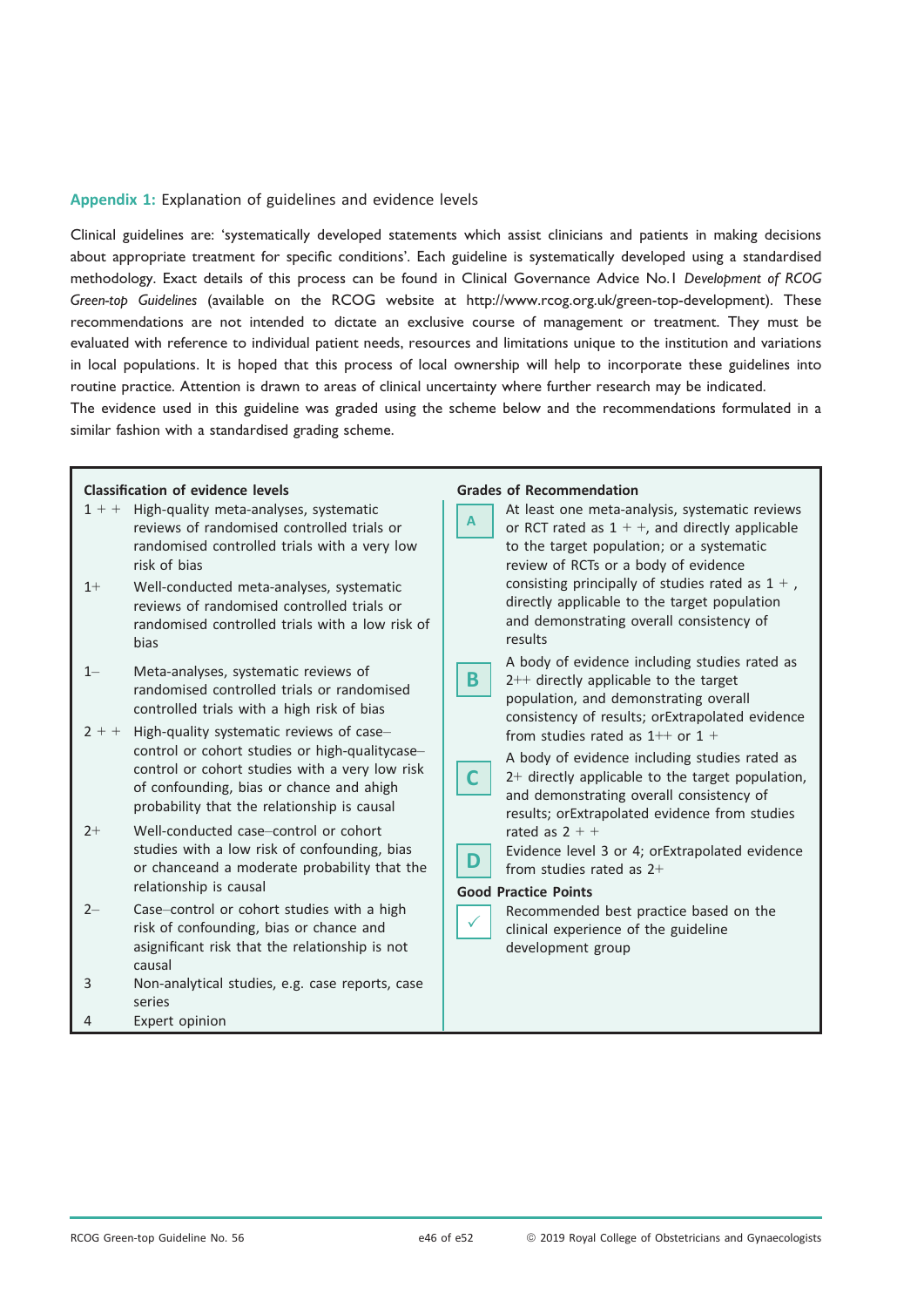## Appendix 1: Explanation of guidelines and evidence levels

Clinical guidelines are: 'systematically developed statements which assist clinicians and patients in making decisions about appropriate treatment for specific conditions'. Each guideline is systematically developed using a standardised methodology. Exact details of this process can be found in Clinical Governance Advice No.1 *Development of RCOG Green-top Guidelines* (available on the RCOG website at http://www.rcog.org.uk/green-top-development). These recommendations are not intended to dictate an exclusive course of management or treatment. They must be evaluated with reference to individual patient needs, resources and limitations unique to the institution and variations in local populations. It is hoped that this process of local ownership will help to incorporate these guidelines into routine practice. Attention is drawn to areas of clinical uncertainty where further research may be indicated.
The evidence used in this guideline was graded using the scheme below and the recommendations formulated in a similar fashion with a standardised grading scheme.

**Classification of evidence levels**

| Level | Description |
|---|---|
| 1 + + | High-quality meta-analyses, systematic reviews of randomised controlled trials or randomised controlled trials with a very low risk of bias |
| 1+ | Well-conducted meta-analyses, systematic reviews of randomised controlled trials or randomised controlled trials with a low risk of bias |
| 1– | Meta-analyses, systematic reviews of randomised controlled trials or randomised controlled trials with a high risk of bias |
| 2 + + | High-quality systematic reviews of case–control or cohort studies or high-qualitycase–control or cohort studies with a very low risk of confounding, bias or chance and ahigh probability that the relationship is causal |
| 2+ | Well-conducted case–control or cohort studies with a low risk of confounding, bias or chanceand a moderate probability that the relationship is causal |
| 2– | Case–control or cohort studies with a high risk of confounding, bias or chance and asignificant risk that the relationship is not causal |
| 3 | Non-analytical studies, e.g. case reports, case series |
| 4 | Expert opinion |

**Grades of Recommendation**

| Grade | Description |
|---|---|
| A | At least one meta-analysis, systematic reviews or RCT rated as 1 + +, and directly applicable to the target population; or a systematic review of RCTs or a body of evidence consisting principally of studies rated as 1 + , directly applicable to the target population and demonstrating overall consistency of results |
| B | A body of evidence including studies rated as 2++ directly applicable to the target population, and demonstrating overall consistency of results; orExtrapolated evidence from studies rated as 1++ or 1 + |
| C | A body of evidence including studies rated as 2+ directly applicable to the target population, and demonstrating overall consistency of results; orExtrapolated evidence from studies rated as 2 + + |
| D | Evidence level 3 or 4; orExtrapolated evidence from studies rated as 2+ |

**Good Practice Points**

| | |
|---|---|
| ✓ | Recommended best practice based on the clinical experience of the guideline development group |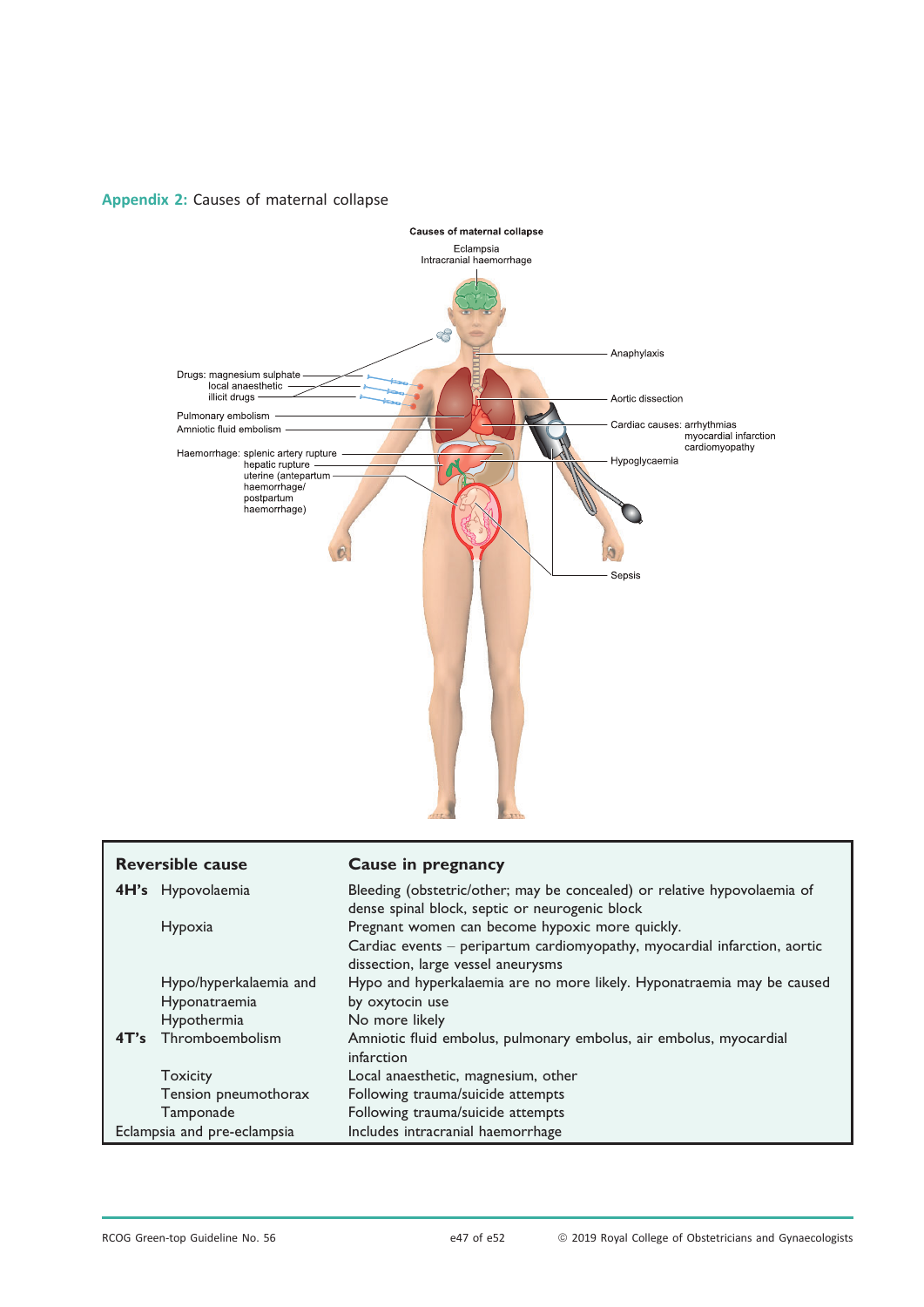**Appendix 2:** Causes of maternal collapse

Causes of maternal collapse

Eclampsia
Intracranial haemorrhage

Drugs: magnesium sulphate
local anaesthetic
illicit drugs

Pulmonary embolism
Amniotic fluid embolism

Haemorrhage: splenic artery rupture
hepatic rupture
uterine (antepartum haemorrhage/ postpartum haemorrhage)

Anaphylaxis

Aortic dissection

Cardiac causes: arrhythmias
myocardial infarction
cardiomyopathy

Hypoglycaemia

Sepsis

| Reversible cause | | Cause in pregnancy |
|---|---|---|
| 4H's | Hypovolaemia | Bleeding (obstetric/other; may be concealed) or relative hypovolaemia of dense spinal block, septic or neurogenic block |
| | Hypoxia | Pregnant women can become hypoxic more quickly. Cardiac events – peripartum cardiomyopathy, myocardial infarction, aortic dissection, large vessel aneurysms |
| | Hypo/hyperkalaemia and Hyponatraemia | Hypo and hyperkalaemia are no more likely. Hyponatraemia may be caused by oxytocin use |
| | Hypothermia | No more likely |
| 4T's | Thromboembolism | Amniotic fluid embolus, pulmonary embolus, air embolus, myocardial infarction |
| | Toxicity | Local anaesthetic, magnesium, other |
| | Tension pneumothorax | Following trauma/suicide attempts |
| | Tamponade | Following trauma/suicide attempts |
| Eclampsia and pre-eclampsia | | Includes intracranial haemorrhage |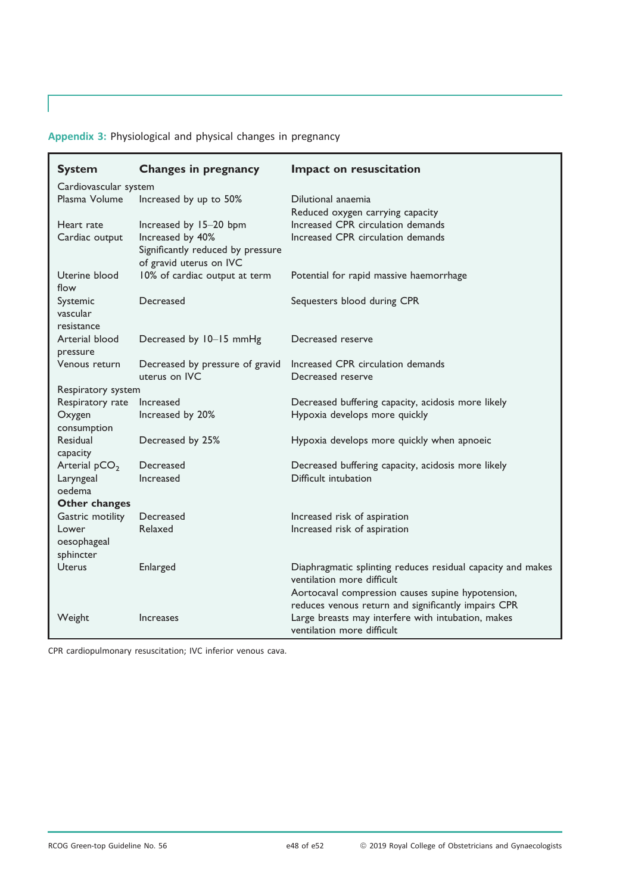**Appendix 3:** Physiological and physical changes in pregnancy

| System | Changes in pregnancy | Impact on resuscitation |
|---|---|---|
| Cardiovascular system | | |
| Plasma Volume | Increased by up to 50% | Dilutional anaemia<br>Reduced oxygen carrying capacity |
| Heart rate | Increased by 15–20 bpm | Increased CPR circulation demands |
| Cardiac output | Increased by 40%<br>Significantly reduced by pressure of gravid uterus on IVC | Increased CPR circulation demands |
| Uterine blood flow | 10% of cardiac output at term | Potential for rapid massive haemorrhage |
| Systemic vascular resistance | Decreased | Sequesters blood during CPR |
| Arterial blood pressure | Decreased by 10–15 mmHg | Decreased reserve |
| Venous return | Decreased by pressure of gravid uterus on IVC | Increased CPR circulation demands<br>Decreased reserve |
| Respiratory system | | |
| Respiratory rate | Increased | Decreased buffering capacity, acidosis more likely |
| Oxygen consumption | Increased by 20% | Hypoxia develops more quickly |
| Residual capacity | Decreased by 25% | Hypoxia develops more quickly when apnoeic |
| Arterial $pCO_2$ | Decreased | Decreased buffering capacity, acidosis more likely |
| Laryngeal oedema | Increased | Difficult intubation |
| **Other changes** | | |
| Gastric motility | Decreased | Increased risk of aspiration |
| Lower oesophageal sphincter | Relaxed | Increased risk of aspiration |
| Uterus | Enlarged | Diaphragmatic splinting reduces residual capacity and makes ventilation more difficult<br>Aortocaval compression causes supine hypotension, reduces venous return and significantly impairs CPR |
| Weight | Increases | Large breasts may interfere with intubation, makes ventilation more difficult |

CPR cardiopulmonary resuscitation; IVC inferior venous cava.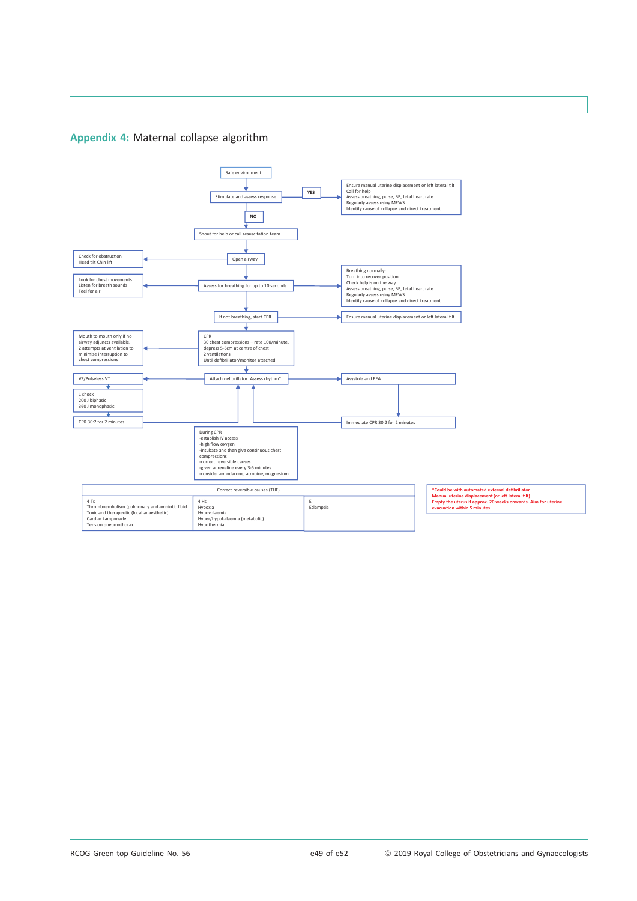## Appendix 4: Maternal collapse algorithm

Safe environment

Stimulate and assess response

YES → Ensure manual uterine displacement or left lateral tilt
Call for help
Assess breathing, pulse, BP, fetal heart rate
Regularly assess using MEWS
Identify cause of collapse and direct treatment

NO

Shout for help or call resuscitation team

Open airway → Check for obstruction
Head tilt Chin lift

Assess for breathing for up to 10 seconds → Look for chest movements
Listen for breath sounds
Feel for air

Assess for breathing for up to 10 seconds → Breathing normally:
Turn into recover position
Check help is on the way
Assess breathing, pulse, BP, fetal heart rate
Regularly assess using MEWS
Identify cause of collapse and direct treatment

If not breathing, start CPR → Ensure manual uterine displacement or left lateral tilt

CPR
30 chest compressions – rate 100/minute, depress 5-6cm at centre of chest
2 ventilations
Until defibrillator/monitor attached

→ Mouth to mouth only if no airway adjuncts available.
2 attempts at ventilation to minimise interruption to chest compressions

Attach defibrillator. Assess rhythm*

- VF/Pulseless VT → 1 shock
200 J biphasic
360 J monophasic → CPR 30:2 for 2 minutes → (return to Attach defibrillator. Assess rhythm*)
- Asystole and PEA → Immediate CPR 30:2 for 2 minutes → (return to Attach defibrillator. Assess rhythm*)

During CPR
-establish IV access
-high flow oxygen
-intubate and then give continuous chest compressions
-correct reversible causes
-given adrenaline every 3-5 minutes
-consider amiodarone, atropine, magnesium

| Correct reversible causes (THE) | | |
|---|---|---|
| 4 Ts<br>Thromboembolism (pulmonary and amniotic fluid<br>Toxic and therapeutic (local anaesthetic)<br>Cardiac tamponade<br>Tension pneumothorax | 4 Hs<br>Hypoxia<br>Hypovolaemia<br>Hyper/hypokalaemia (metabolic)<br>Hypothermia | E<br>Eclampsia |

**\*Could be with automated external defibrillator**
**Manual uterine displacement (or left lateral tilt)**
**Empty the uterus if approx. 20 weeks onwards. Aim for uterine evacuation within 5 minutes**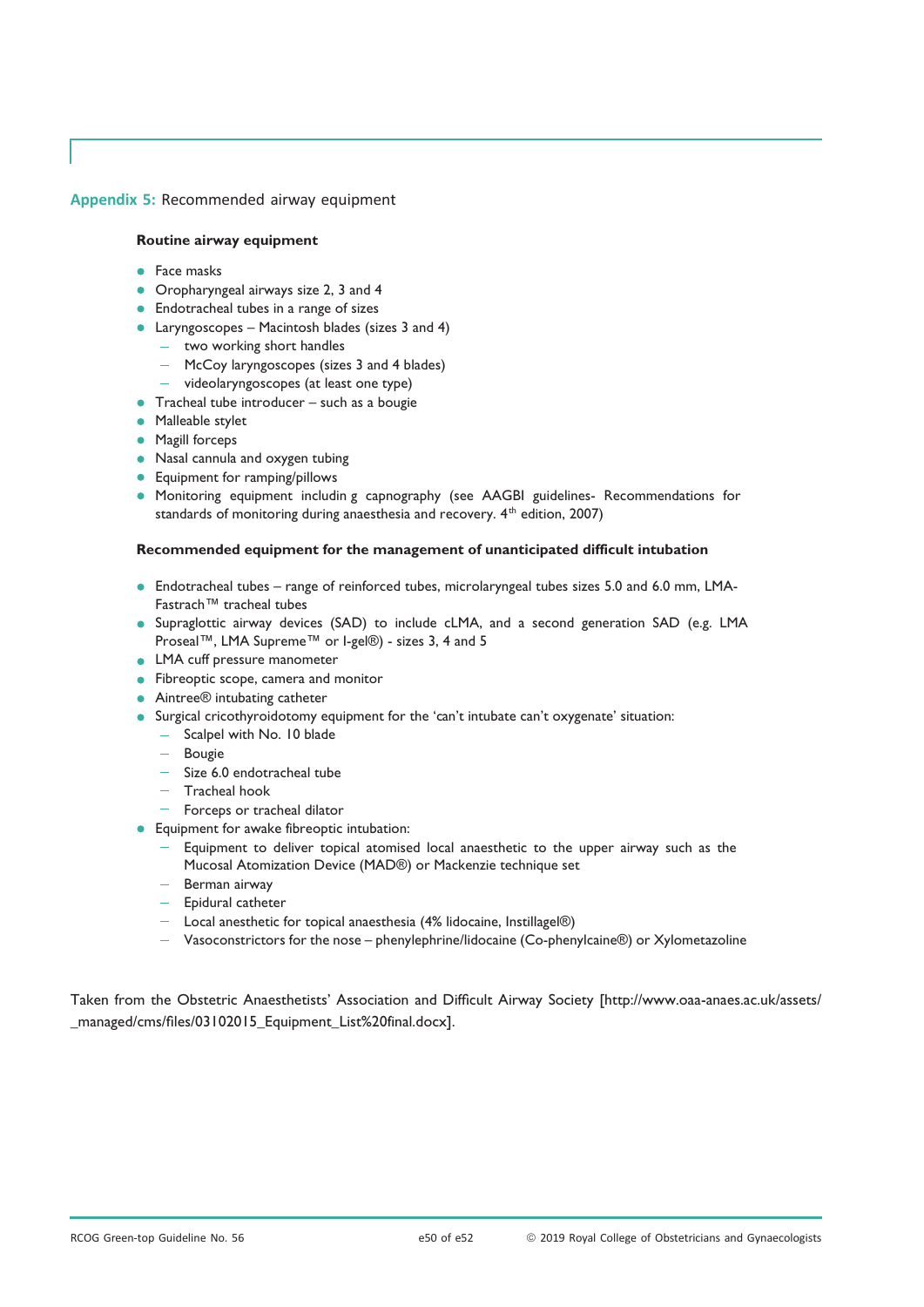## Appendix 5: Recommended airway equipment

**Routine airway equipment**

- Face masks
- Oropharyngeal airways size 2, 3 and 4
- Endotracheal tubes in a range of sizes
- Laryngoscopes – Macintosh blades (sizes 3 and 4)
  - two working short handles
  - McCoy laryngoscopes (sizes 3 and 4 blades)
  - videolaryngoscopes (at least one type)
- Tracheal tube introducer – such as a bougie
- Malleable stylet
- Magill forceps
- Nasal cannula and oxygen tubing
- Equipment for ramping/pillows
- Monitoring equipment includin g capnography (see AAGBI guidelines- Recommendations for standards of monitoring during anaesthesia and recovery. 4th edition, 2007)

**Recommended equipment for the management of unanticipated difficult intubation**

- Endotracheal tubes – range of reinforced tubes, microlaryngeal tubes sizes 5.0 and 6.0 mm, LMA-Fastrach™ tracheal tubes
- Supraglottic airway devices (SAD) to include cLMA, and a second generation SAD (e.g. LMA Proseal™, LMA Supreme™ or I-gel®) - sizes 3, 4 and 5
- LMA cuff pressure manometer
- Fibreoptic scope, camera and monitor
- Aintree® intubating catheter
- Surgical cricothyroidotomy equipment for the 'can't intubate can't oxygenate' situation:
  - Scalpel with No. 10 blade
  - Bougie
  - Size 6.0 endotracheal tube
  - Tracheal hook
  - Forceps or tracheal dilator
- Equipment for awake fibreoptic intubation:
  - Equipment to deliver topical atomised local anaesthetic to the upper airway such as the Mucosal Atomization Device (MAD®) or Mackenzie technique set
  - Berman airway
  - Epidural catheter
  - Local anesthetic for topical anaesthesia (4% lidocaine, Instillagel®)
  - Vasoconstrictors for the nose – phenylephrine/lidocaine (Co-phenylcaine®) or Xylometazoline

Taken from the Obstetric Anaesthetists' Association and Difficult Airway Society [http://www.oaa-anaes.ac.uk/assets/_managed/cms/files/03102015_Equipment_List%20final.docx].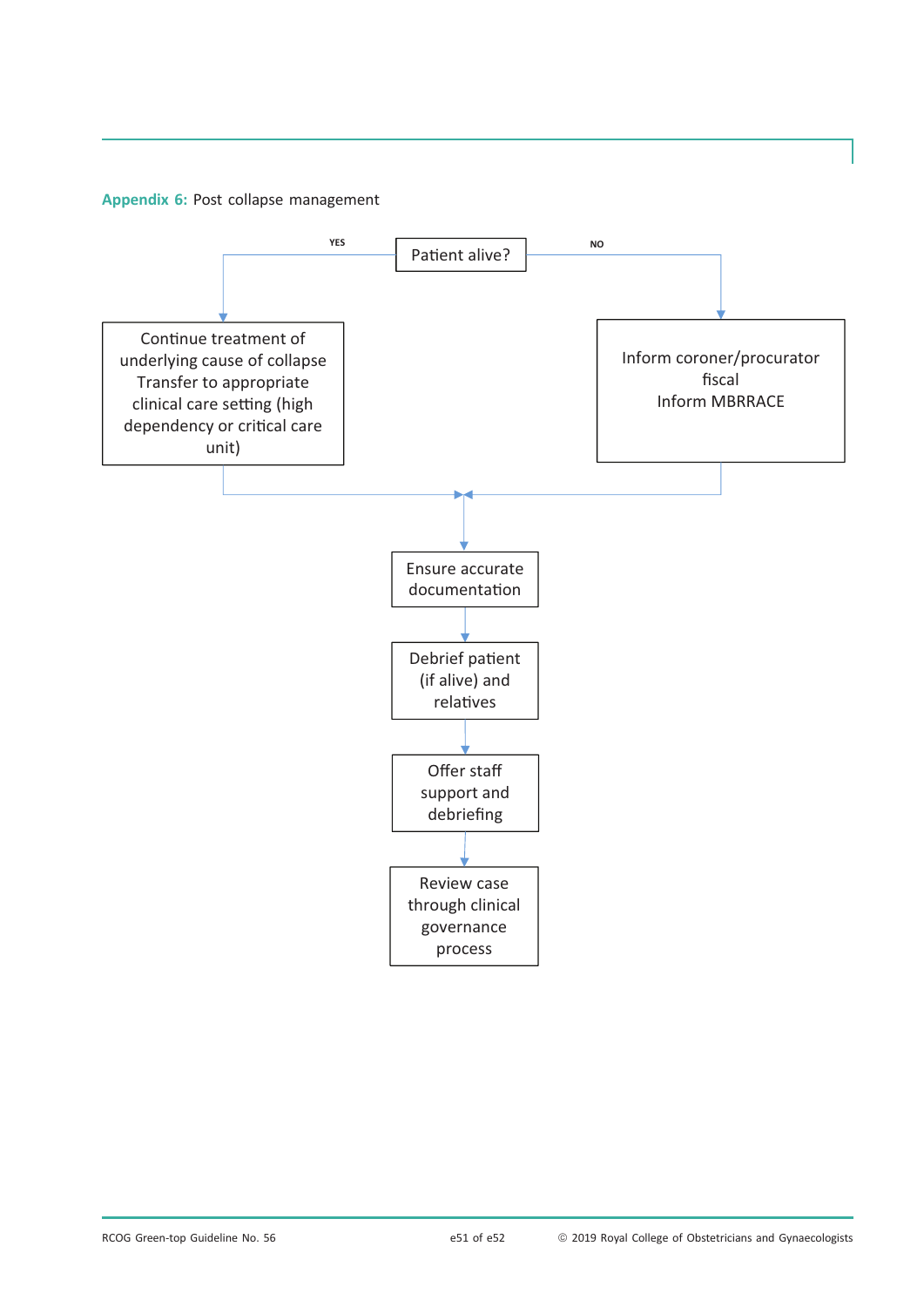**Appendix 6:** Post collapse management

Patient alive?

- **YES** → Continue treatment of underlying cause of collapse. Transfer to appropriate clinical care setting (high dependency or critical care unit)
- **NO** → Inform coroner/procurator fiscal. Inform MBRRACE

↓

Ensure accurate documentation

↓

Debrief patient (if alive) and relatives

↓

Offer staff support and debriefing

↓

Review case through clinical governance process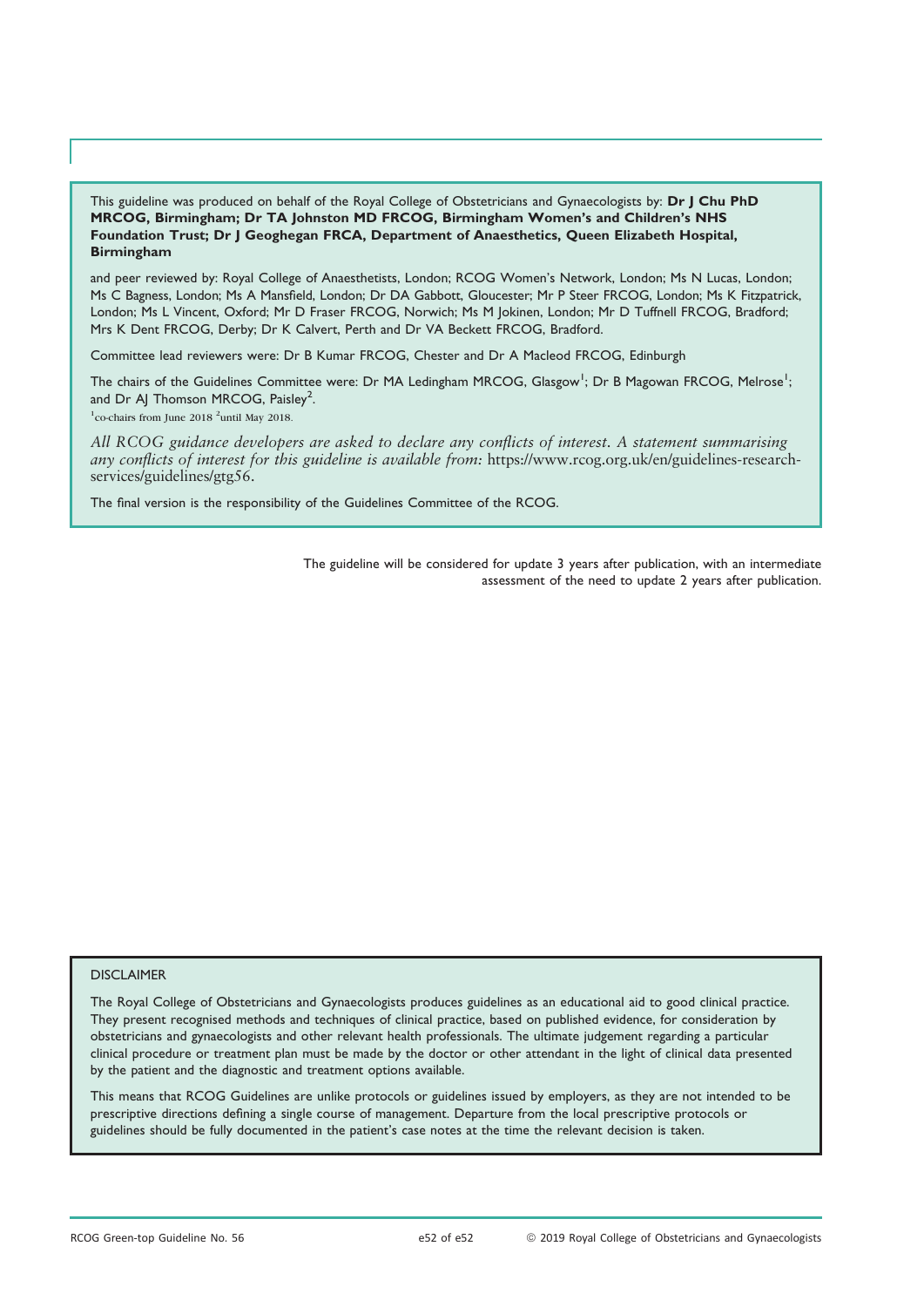This guideline was produced on behalf of the Royal College of Obstetricians and Gynaecologists by: **Dr J Chu PhD MRCOG, Birmingham; Dr TA Johnston MD FRCOG, Birmingham Women's and Children's NHS Foundation Trust; Dr J Geoghegan FRCA, Department of Anaesthetics, Queen Elizabeth Hospital, Birmingham**

and peer reviewed by: Royal College of Anaesthetists, London; RCOG Women's Network, London; Ms N Lucas, London; Ms C Bagness, London; Ms A Mansfield, London; Dr DA Gabbott, Gloucester; Mr P Steer FRCOG, London; Ms K Fitzpatrick, London; Ms L Vincent, Oxford; Mr D Fraser FRCOG, Norwich; Ms M Jokinen, London; Mr D Tuffnell FRCOG, Bradford; Mrs K Dent FRCOG, Derby; Dr K Calvert, Perth and Dr VA Beckett FRCOG, Bradford.

Committee lead reviewers were: Dr B Kumar FRCOG, Chester and Dr A Macleod FRCOG, Edinburgh

The chairs of the Guidelines Committee were: Dr MA Ledingham MRCOG, Glasgow[1]; Dr B Magowan FRCOG, Melrose[1]; and Dr AJ Thomson MRCOG, Paisley[2].

[1]co-chairs from June 2018 [2]until May 2018.

*All RCOG guidance developers are asked to declare any conflicts of interest. A statement summarising any conflicts of interest for this guideline is available from:* https://www.rcog.org.uk/en/guidelines-research-services/guidelines/gtg56.

The final version is the responsibility of the Guidelines Committee of the RCOG.

The guideline will be considered for update 3 years after publication, with an intermediate assessment of the need to update 2 years after publication.

DISCLAIMER

The Royal College of Obstetricians and Gynaecologists produces guidelines as an educational aid to good clinical practice. They present recognised methods and techniques of clinical practice, based on published evidence, for consideration by obstetricians and gynaecologists and other relevant health professionals. The ultimate judgement regarding a particular clinical procedure or treatment plan must be made by the doctor or other attendant in the light of clinical data presented by the patient and the diagnostic and treatment options available.

This means that RCOG Guidelines are unlike protocols or guidelines issued by employers, as they are not intended to be prescriptive directions defining a single course of management. Departure from the local prescriptive protocols or guidelines should be fully documented in the patient's case notes at the time the relevant decision is taken.